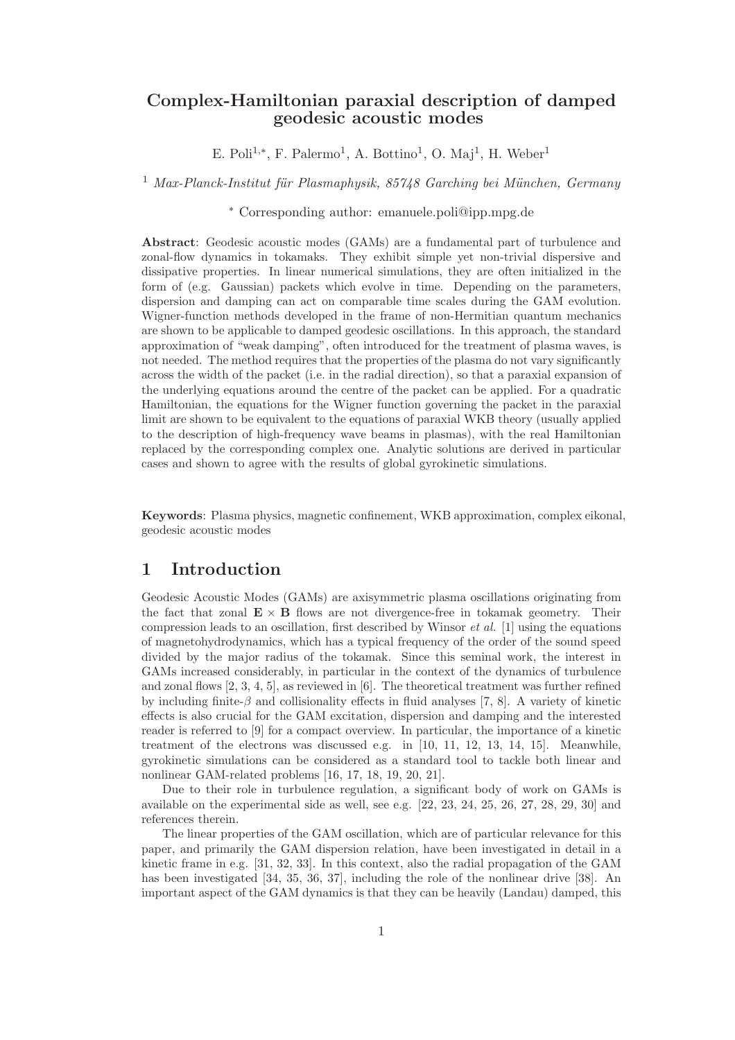# Complex-Hamiltonian paraxial description of damped geodesic acoustic modes

E. Poli[1,*], F. Palermo[1], A. Bottino[1], O. Maj[1], H. Weber[1]

[1] *Max-Planck-Institut für Plasmaphysik, 85748 Garching bei München, Germany*

[*] Corresponding author: emanuele.poli@ipp.mpg.de

**Abstract**: Geodesic acoustic modes (GAMs) are a fundamental part of turbulence and zonal-flow dynamics in tokamaks. They exhibit simple yet non-trivial dispersive and dissipative properties. In linear numerical simulations, they are often initialized in the form of (e.g. Gaussian) packets which evolve in time. Depending on the parameters, dispersion and damping can act on comparable time scales during the GAM evolution. Wigner-function methods developed in the frame of non-Hermitian quantum mechanics are shown to be applicable to damped geodesic oscillations. In this approach, the standard approximation of "weak damping", often introduced for the treatment of plasma waves, is not needed. The method requires that the properties of the plasma do not vary significantly across the width of the packet (i.e. in the radial direction), so that a paraxial expansion of the underlying equations around the centre of the packet can be applied. For a quadratic Hamiltonian, the equations for the Wigner function governing the packet in the paraxial limit are shown to be equivalent to the equations of paraxial WKB theory (usually applied to the description of high-frequency wave beams in plasmas), with the real Hamiltonian replaced by the corresponding complex one. Analytic solutions are derived in particular cases and shown to agree with the results of global gyrokinetic simulations.

**Keywords**: Plasma physics, magnetic confinement, WKB approximation, complex eikonal, geodesic acoustic modes

## 1 Introduction

Geodesic Acoustic Modes (GAMs) are axisymmetric plasma oscillations originating from the fact that zonal $\mathbf{E} \times \mathbf{B}$ flows are not divergence-free in tokamak geometry. Their compression leads to an oscillation, first described by Winsor *et al.* [1] using the equations of magnetohydrodynamics, which has a typical frequency of the order of the sound speed divided by the major radius of the tokamak. Since this seminal work, the interest in GAMs increased considerably, in particular in the context of the dynamics of turbulence and zonal flows [2, 3, 4, 5], as reviewed in [6]. The theoretical treatment was further refined by including finite-$\beta$ and collisionality effects in fluid analyses [7, 8]. A variety of kinetic effects is also crucial for the GAM excitation, dispersion and damping and the interested reader is referred to [9] for a compact overview. In particular, the importance of a kinetic treatment of the electrons was discussed e.g. in [10, 11, 12, 13, 14, 15]. Meanwhile, gyrokinetic simulations can be considered as a standard tool to tackle both linear and nonlinear GAM-related problems [16, 17, 18, 19, 20, 21].

Due to their role in turbulence regulation, a significant body of work on GAMs is available on the experimental side as well, see e.g. [22, 23, 24, 25, 26, 27, 28, 29, 30] and references therein.

The linear properties of the GAM oscillation, which are of particular relevance for this paper, and primarily the GAM dispersion relation, have been investigated in detail in a kinetic frame in e.g. [31, 32, 33]. In this context, also the radial propagation of the GAM has been investigated [34, 35, 36, 37], including the role of the nonlinear drive [38]. An important aspect of the GAM dynamics is that they can be heavily (Landau) damped, this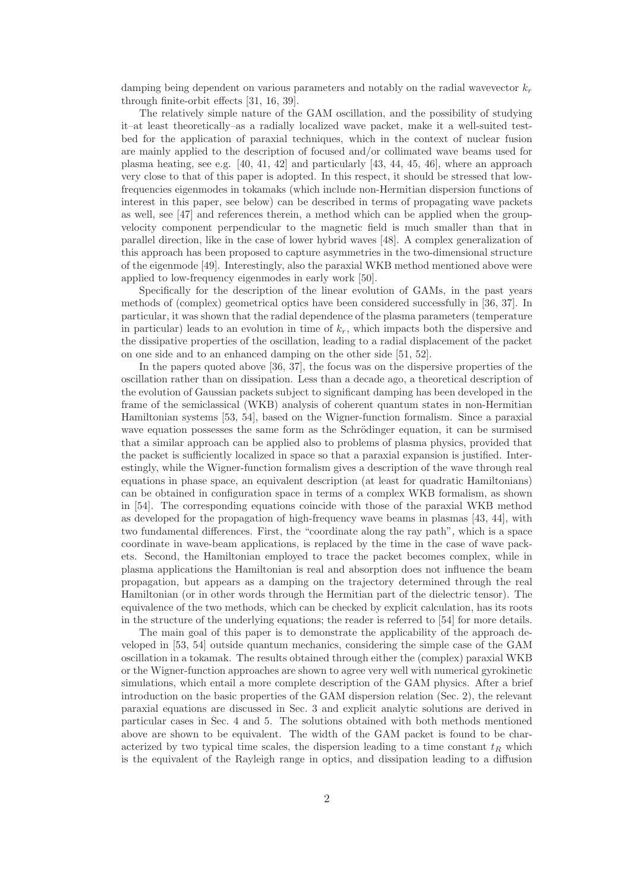damping being dependent on various parameters and notably on the radial wavevector $k_r$ through finite-orbit effects [31, 16, 39].

The relatively simple nature of the GAM oscillation, and the possibility of studying it–at least theoretically–as a radially localized wave packet, make it a well-suited testbed for the application of paraxial techniques, which in the context of nuclear fusion are mainly applied to the description of focused and/or collimated wave beams used for plasma heating, see e.g. [40, 41, 42] and particularly [43, 44, 45, 46], where an approach very close to that of this paper is adopted. In this respect, it should be stressed that low-frequencies eigenmodes in tokamaks (which include non-Hermitian dispersion functions of interest in this paper, see below) can be described in terms of propagating wave packets as well, see [47] and references therein, a method which can be applied when the group-velocity component perpendicular to the magnetic field is much smaller than that in parallel direction, like in the case of lower hybrid waves [48]. A complex generalization of this approach has been proposed to capture asymmetries in the two-dimensional structure of the eigenmode [49]. Interestingly, also the paraxial WKB method mentioned above were applied to low-frequency eigenmodes in early work [50].

Specifically for the description of the linear evolution of GAMs, in the past years methods of (complex) geometrical optics have been considered successfully in [36, 37]. In particular, it was shown that the radial dependence of the plasma parameters (temperature in particular) leads to an evolution in time of $k_r$, which impacts both the dispersive and the dissipative properties of the oscillation, leading to a radial displacement of the packet on one side and to an enhanced damping on the other side [51, 52].

In the papers quoted above [36, 37], the focus was on the dispersive properties of the oscillation rather than on dissipation. Less than a decade ago, a theoretical description of the evolution of Gaussian packets subject to significant damping has been developed in the frame of the semiclassical (WKB) analysis of coherent quantum states in non-Hermitian Hamiltonian systems [53, 54], based on the Wigner-function formalism. Since a paraxial wave equation possesses the same form as the Schrödinger equation, it can be surmised that a similar approach can be applied also to problems of plasma physics, provided that the packet is sufficiently localized in space so that a paraxial expansion is justified. Interestingly, while the Wigner-function formalism gives a description of the wave through real equations in phase space, an equivalent description (at least for quadratic Hamiltonians) can be obtained in configuration space in terms of a complex WKB formalism, as shown in [54]. The corresponding equations coincide with those of the paraxial WKB method as developed for the propagation of high-frequency wave beams in plasmas [43, 44], with two fundamental differences. First, the "coordinate along the ray path", which is a space coordinate in wave-beam applications, is replaced by the time in the case of wave packets. Second, the Hamiltonian employed to trace the packet becomes complex, while in plasma applications the Hamiltonian is real and absorption does not influence the beam propagation, but appears as a damping on the trajectory determined through the real Hamiltonian (or in other words through the Hermitian part of the dielectric tensor). The equivalence of the two methods, which can be checked by explicit calculation, has its roots in the structure of the underlying equations; the reader is referred to [54] for more details.

The main goal of this paper is to demonstrate the applicability of the approach developed in [53, 54] outside quantum mechanics, considering the simple case of the GAM oscillation in a tokamak. The results obtained through either the (complex) paraxial WKB or the Wigner-function approaches are shown to agree very well with numerical gyrokinetic simulations, which entail a more complete description of the GAM physics. After a brief introduction on the basic properties of the GAM dispersion relation (Sec. 2), the relevant paraxial equations are discussed in Sec. 3 and explicit analytic solutions are derived in particular cases in Sec. 4 and 5. The solutions obtained with both methods mentioned above are shown to be equivalent. The width of the GAM packet is found to be characterized by two typical time scales, the dispersion leading to a time constant $t_R$ which is the equivalent of the Rayleigh range in optics, and dissipation leading to a diffusion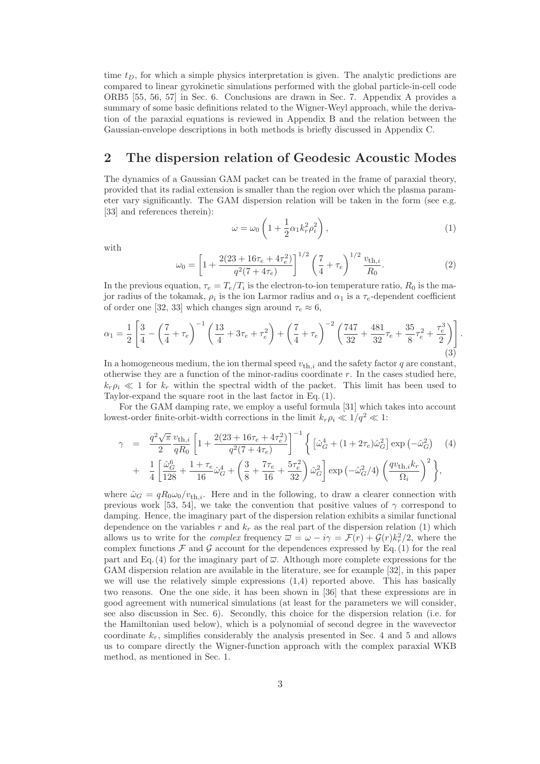time $t_D$, for which a simple physics interpretation is given. The analytic predictions are compared to linear gyrokinetic simulations performed with the global particle-in-cell code ORB5 [55, 56, 57] in Sec. 6. Conclusions are drawn in Sec. 7. Appendix A provides a summary of some basic definitions related to the Wigner-Weyl approach, while the derivation of the paraxial equations is reviewed in Appendix B and the relation between the Gaussian-envelope descriptions in both methods is briefly discussed in Appendix C.

## 2 The dispersion relation of Geodesic Acoustic Modes

The dynamics of a Gaussian GAM packet can be treated in the frame of paraxial theory, provided that its radial extension is smaller than the region over which the plasma parameter vary significantly. The GAM dispersion relation will be taken in the form (see e.g. [33] and references therein):

$$\omega = \omega_0 \left( 1 + \frac{1}{2} \alpha_1 k_r^2 \rho_i^2 \right), \tag{1}$$

with

$$\omega_0 = \left[ 1 + \frac{2(23 + 16\tau_e + 4\tau_e^2)}{q^2(7 + 4\tau_e)} \right]^{1/2} \left( \frac{7}{4} + \tau_e \right)^{1/2} \frac{v_{\mathrm{th},i}}{R_0}. \tag{2}$$

In the previous equation, $\tau_e = T_e/T_i$ is the electron-to-ion temperature ratio, $R_0$ is the major radius of the tokamak, $\rho_i$ is the ion Larmor radius and $\alpha_1$ is a $\tau_e$-dependent coefficient of order one [32, 33] which changes sign around $\tau_e \approx 6$,

$$\alpha_1 = \frac{1}{2} \left[ \frac{3}{4} - \left( \frac{7}{4} + \tau_e \right)^{-1} \left( \frac{13}{4} + 3\tau_e + \tau_e^2 \right) + \left( \frac{7}{4} + \tau_e \right)^{-2} \left( \frac{747}{32} + \frac{481}{32}\tau_e + \frac{35}{8}\tau_e^2 + \frac{\tau_e^3}{2} \right) \right]. \tag{3}$$

In a homogeneous medium, the ion thermal speed $v_{\mathrm{th},i}$ and the safety factor $q$ are constant, otherwise they are a function of the minor-radius coordinate $r$. In the cases studied here, $k_r\rho_i \ll 1$ for $k_r$ within the spectral width of the packet. This limit has been used to Taylor-expand the square root in the last factor in Eq. (1).

For the GAM damping rate, we employ a useful formula [31] which takes into account lowest-order finite-orbit-width corrections in the limit $k_r\rho_i \ll 1/q^2 \ll 1$:

$$\begin{aligned}
\gamma \quad &= \quad \frac{q^2\sqrt{\pi}}{2} \frac{v_{\mathrm{th},i}}{qR_0} \left[ 1 + \frac{2(23 + 16\tau_e + 4\tau_e^2)}{q^2(7 + 4\tau_e)} \right]^{-1} \left\{ \left[ \hat{\omega}_G^4 + (1 + 2\tau_e)\hat{\omega}_G^2 \right] \exp\left(-\hat{\omega}_G^2\right) \right. \qquad (4) \\
&+ \quad \left. \frac{1}{4} \left[ \frac{\hat{\omega}_G^6}{128} + \frac{1 + \tau_e}{16}\hat{\omega}_G^4 + \left( \frac{3}{8} + \frac{7\tau_e}{16} + \frac{5\tau_e^2}{32} \right) \hat{\omega}_G^2 \right] \exp\left(-\hat{\omega}_G^2/4\right) \left( \frac{qv_{\mathrm{th},i}k_r}{\Omega_i} \right)^2 \right\},
\end{aligned}$$

where $\hat{\omega}_G = qR_0\omega_0/v_{\mathrm{th},i}$. Here and in the following, to draw a clearer connection with previous work [53, 54], we take the convention that positive values of $\gamma$ correspond to damping. Hence, the imaginary part of the dispersion relation exhibits a similar functional dependence on the variables $r$ and $k_r$ as the real part of the dispersion relation (1) which allows us to write for the *complex* frequency $\varpi = \omega - i\gamma = \mathcal{F}(r) + \mathcal{G}(r)k_r^2/2$, where the complex functions $\mathcal{F}$ and $\mathcal{G}$ account for the dependences expressed by Eq. (1) for the real part and Eq. (4) for the imaginary part of $\varpi$. Although more complete expressions for the GAM dispersion relation are available in the literature, see for example [32], in this paper we will use the relatively simple expressions (1,4) reported above. This has basically two reasons. One the one side, it has been shown in [36] that these expressions are in good agreement with numerical simulations (at least for the parameters we will consider, see also discussion in Sec. 6). Secondly, this choice for the dispersion relation (i.e. for the Hamiltonian used below), which is a polynomial of second degree in the wavevector coordinate $k_r$, simplifies considerably the analysis presented in Sec. 4 and 5 and allows us to compare directly the Wigner-function approach with the complex paraxial WKB method, as mentioned in Sec. 1.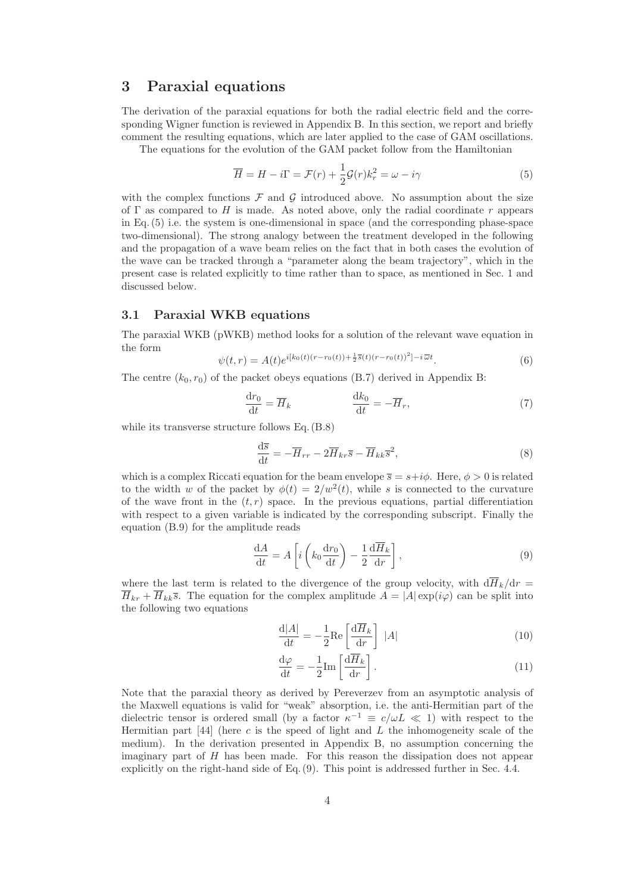## 3 Paraxial equations

The derivation of the paraxial equations for both the radial electric field and the corresponding Wigner function is reviewed in Appendix B. In this section, we report and briefly comment the resulting equations, which are later applied to the case of GAM oscillations.

The equations for the evolution of the GAM packet follow from the Hamiltonian

$$\overline{H} = H - i\Gamma = \mathcal{F}(r) + \frac{1}{2}\mathcal{G}(r)k_r^2 = \omega - i\gamma \tag{5}$$

with the complex functions $\mathcal{F}$ and $\mathcal{G}$ introduced above. No assumption about the size of $\Gamma$ as compared to $H$ is made. As noted above, only the radial coordinate $r$ appears in Eq. (5) i.e. the system is one-dimensional in space (and the corresponding phase-space two-dimensional). The strong analogy between the treatment developed in the following and the propagation of a wave beam relies on the fact that in both cases the evolution of the wave can be tracked through a "parameter along the beam trajectory", which in the present case is related explicitly to time rather than to space, as mentioned in Sec. 1 and discussed below.

### 3.1 Paraxial WKB equations

The paraxial WKB (pWKB) method looks for a solution of the relevant wave equation in the form

$$\psi(t,r) = A(t)e^{i[k_0(t)(r-r_0(t))+\frac{1}{2}\overline{s}(t)(r-r_0(t))^2]-i\,\overline{\omega}t}. \tag{6}$$

The centre $(k_0, r_0)$ of the packet obeys equations (B.7) derived in Appendix B:

$$\frac{\mathrm{d}r_0}{\mathrm{d}t} = \overline{H}_k \qquad\qquad \frac{\mathrm{d}k_0}{\mathrm{d}t} = -\overline{H}_r, \tag{7}$$

while its transverse structure follows Eq. (B.8)

$$\frac{\mathrm{d}\overline{s}}{\mathrm{d}t} = -\overline{H}_{rr} - 2\overline{H}_{kr}\overline{s} - \overline{H}_{kk}\overline{s}^2, \tag{8}$$

which is a complex Riccati equation for the beam envelope $\overline{s} = s + i\phi$. Here, $\phi > 0$ is related to the width $w$ of the packet by $\phi(t) = 2/w^2(t)$, while $s$ is connected to the curvature of the wave front in the $(t, r)$ space. In the previous equations, partial differentiation with respect to a given variable is indicated by the corresponding subscript. Finally the equation (B.9) for the amplitude reads

$$\frac{\mathrm{d}A}{\mathrm{d}t} = A\left[i\left(k_0\frac{\mathrm{d}r_0}{\mathrm{d}t}\right) - \frac{1}{2}\frac{\mathrm{d}\overline{H}_k}{\mathrm{d}r}\right], \tag{9}$$

where the last term is related to the divergence of the group velocity, with $\mathrm{d}\overline{H}_k/\mathrm{d}r = \overline{H}_{kr} + \overline{H}_{kk}\overline{s}$. The equation for the complex amplitude $A = |A|\exp(i\varphi)$ can be split into the following two equations

$$\frac{\mathrm{d}|A|}{\mathrm{d}t} = -\frac{1}{2}\mathrm{Re}\left[\frac{\mathrm{d}\overline{H}_k}{\mathrm{d}r}\right]\ |A| \tag{10}$$

$$\frac{\mathrm{d}\varphi}{\mathrm{d}t} = -\frac{1}{2}\mathrm{Im}\left[\frac{\mathrm{d}\overline{H}_k}{\mathrm{d}r}\right]. \tag{11}$$

Note that the paraxial theory as derived by Pereverzev from an asymptotic analysis of the Maxwell equations is valid for "weak" absorption, i.e. the anti-Hermitian part of the dielectric tensor is ordered small (by a factor $\kappa^{-1} \equiv c/\omega L \ll 1$) with respect to the Hermitian part [44] (here $c$ is the speed of light and $L$ the inhomogeneity scale of the medium). In the derivation presented in Appendix B, no assumption concerning the imaginary part of $H$ has been made. For this reason the dissipation does not appear explicitly on the right-hand side of Eq. (9). This point is addressed further in Sec. 4.4.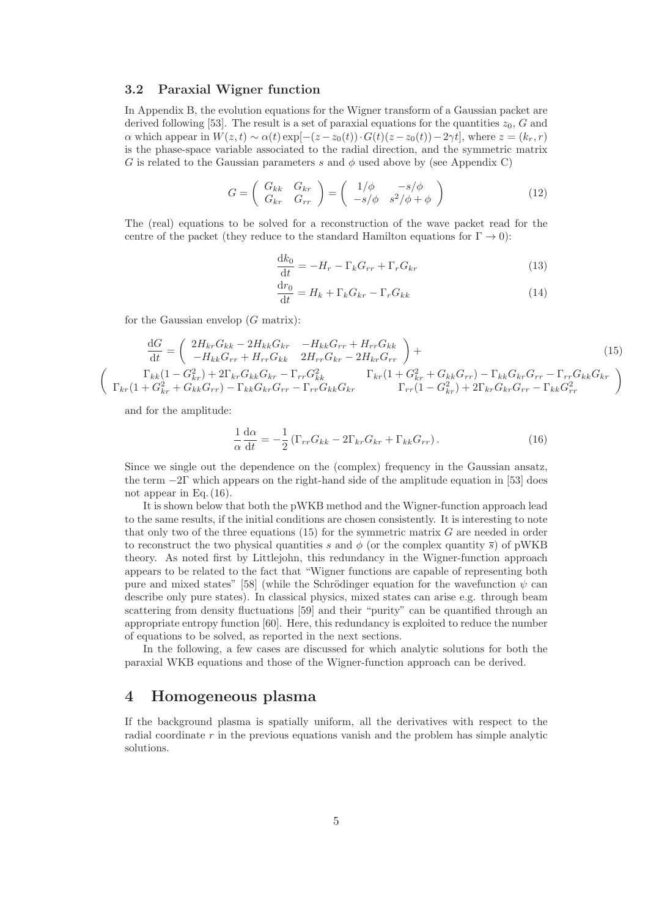### 3.2 Paraxial Wigner function

In Appendix B, the evolution equations for the Wigner transform of a Gaussian packet are derived following [53]. The result is a set of paraxial equations for the quantities $z_0$, $G$ and $\alpha$ which appear in $W(z,t) \sim \alpha(t) \exp[-(z - z_0(t)) \cdot G(t)(z - z_0(t)) - 2\gamma t]$, where $z = (k_r, r)$ is the phase-space variable associated to the radial direction, and the symmetric matrix $G$ is related to the Gaussian parameters $s$ and $\phi$ used above by (see Appendix C)

$$G = \begin{pmatrix} G_{kk} & G_{kr} \\ G_{kr} & G_{rr} \end{pmatrix} = \begin{pmatrix} 1/\phi & -s/\phi \\ -s/\phi & s^2/\phi + \phi \end{pmatrix} \tag{12}$$

The (real) equations to be solved for a reconstruction of the wave packet read for the centre of the packet (they reduce to the standard Hamilton equations for $\Gamma \to 0$):

$$\frac{\mathrm{d}k_0}{\mathrm{d}t} = -H_r - \Gamma_k G_{rr} + \Gamma_r G_{kr} \tag{13}$$

$$\frac{\mathrm{d}r_0}{\mathrm{d}t} = H_k + \Gamma_k G_{kr} - \Gamma_r G_{kk} \tag{14}$$

for the Gaussian envelop ($G$ matrix):

$$\frac{\mathrm{d}G}{\mathrm{d}t} = \begin{pmatrix} 2H_{kr}G_{kk} - 2H_{kk}G_{kr} & -H_{kk}G_{rr} + H_{rr}G_{kk} \\ -H_{kk}G_{rr} + H_{rr}G_{kk} & 2H_{rr}G_{kr} - 2H_{kr}G_{rr} \end{pmatrix} + \tag{15}$$

$$\begin{pmatrix} \Gamma_{kk}(1 - G_{kr}^2) + 2\Gamma_{kr}G_{kk}G_{kr} - \Gamma_{rr}G_{kk}^2 & \Gamma_{kr}(1 + G_{kr}^2 + G_{kk}G_{rr}) - \Gamma_{kk}G_{kr}G_{rr} - \Gamma_{rr}G_{kk}G_{kr} \\ \Gamma_{kr}(1 + G_{kr}^2 + G_{kk}G_{rr}) - \Gamma_{kk}G_{kr}G_{rr} - \Gamma_{rr}G_{kk}G_{kr} & \Gamma_{rr}(1 - G_{kr}^2) + 2\Gamma_{kr}G_{kr}G_{rr} - \Gamma_{kk}G_{rr}^2 \end{pmatrix}$$

and for the amplitude:

$$\frac{1}{\alpha}\frac{\mathrm{d}\alpha}{\mathrm{d}t} = -\frac{1}{2}\left(\Gamma_{rr}G_{kk} - 2\Gamma_{kr}G_{kr} + \Gamma_{kk}G_{rr}\right). \tag{16}$$

Since we single out the dependence on the (complex) frequency in the Gaussian ansatz, the term $-2\Gamma$ which appears on the right-hand side of the amplitude equation in [53] does not appear in Eq. (16).

It is shown below that both the pWKB method and the Wigner-function approach lead to the same results, if the initial conditions are chosen consistently. It is interesting to note that only two of the three equations (15) for the symmetric matrix $G$ are needed in order to reconstruct the two physical quantities $s$ and $\phi$ (or the complex quantity $\overline{s}$) of pWKB theory. As noted first by Littlejohn, this redundancy in the Wigner-function approach appears to be related to the fact that "Wigner functions are capable of representing both pure and mixed states" [58] (while the Schrödinger equation for the wavefunction $\psi$ can describe only pure states). In classical physics, mixed states can arise e.g. through beam scattering from density fluctuations [59] and their "purity" can be quantified through an appropriate entropy function [60]. Here, this redundancy is exploited to reduce the number of equations to be solved, as reported in the next sections.

In the following, a few cases are discussed for which analytic solutions for both the paraxial WKB equations and those of the Wigner-function approach can be derived.

## 4 Homogeneous plasma

If the background plasma is spatially uniform, all the derivatives with respect to the radial coordinate $r$ in the previous equations vanish and the problem has simple analytic solutions.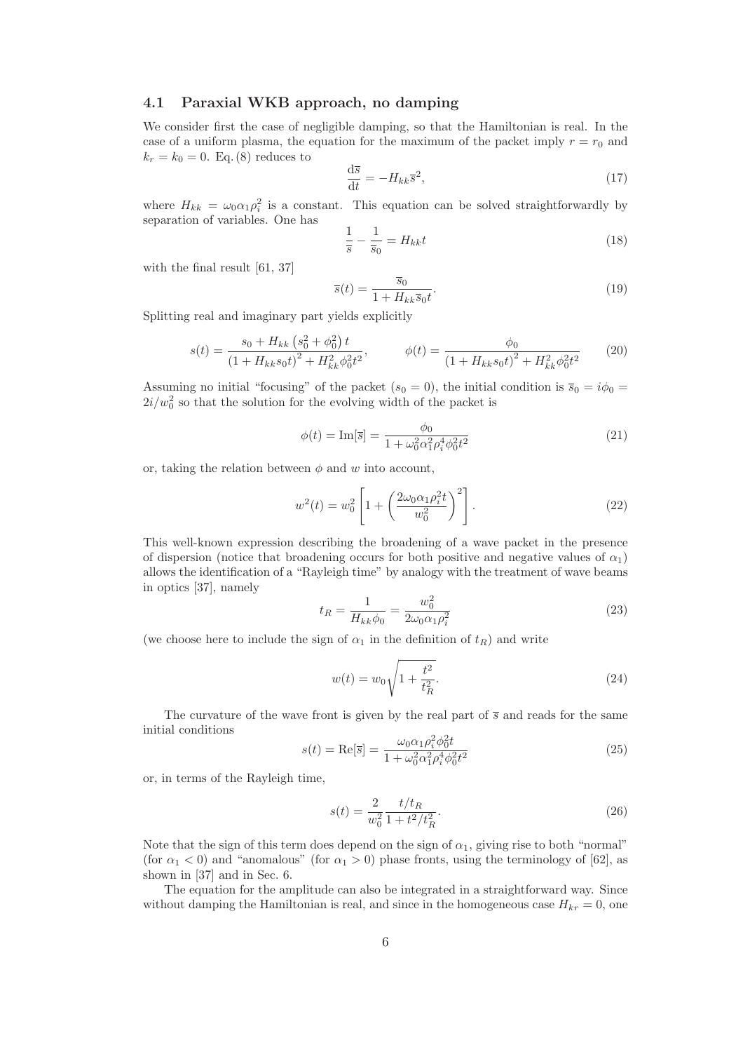### 4.1 Paraxial WKB approach, no damping

We consider first the case of negligible damping, so that the Hamiltonian is real. In the case of a uniform plasma, the equation for the maximum of the packet imply $r = r_0$ and $k_r = k_0 = 0$. Eq. (8) reduces to

$$\frac{\mathrm{d}\overline{s}}{\mathrm{d}t} = -H_{kk}\overline{s}^2, \tag{17}$$

where $H_{kk} = \omega_0 \alpha_1 \rho_i^2$ is a constant. This equation can be solved straightforwardly by separation of variables. One has

$$\frac{1}{\overline{s}} - \frac{1}{\overline{s}_0} = H_{kk} t \tag{18}$$

with the final result [61, 37]

$$\overline{s}(t) = \frac{\overline{s}_0}{1 + H_{kk}\overline{s}_0 t}. \tag{19}$$

Splitting real and imaginary part yields explicitly

$$s(t) = \frac{s_0 + H_{kk}\left(s_0^2 + \phi_0^2\right)t}{\left(1 + H_{kk}s_0 t\right)^2 + H_{kk}^2\phi_0^2 t^2}, \qquad \phi(t) = \frac{\phi_0}{\left(1 + H_{kk}s_0 t\right)^2 + H_{kk}^2\phi_0^2 t^2} \tag{20}$$

Assuming no initial "focusing" of the packet ($s_0 = 0$), the initial condition is $\overline{s}_0 = i\phi_0 = 2i/w_0^2$ so that the solution for the evolving width of the packet is

$$\phi(t) = \mathrm{Im}[\overline{s}] = \frac{\phi_0}{1 + \omega_0^2\alpha_1^2\rho_i^4\phi_0^2 t^2} \tag{21}$$

or, taking the relation between $\phi$ and $w$ into account,

$$w^2(t) = w_0^2\left[1 + \left(\frac{2\omega_0\alpha_1\rho_i^2 t}{w_0^2}\right)^2\right]. \tag{22}$$

This well-known expression describing the broadening of a wave packet in the presence of dispersion (notice that broadening occurs for both positive and negative values of $\alpha_1$) allows the identification of a "Rayleigh time" by analogy with the treatment of wave beams in optics [37], namely

$$t_R = \frac{1}{H_{kk}\phi_0} = \frac{w_0^2}{2\omega_0\alpha_1\rho_i^2} \tag{23}$$

(we choose here to include the sign of $\alpha_1$ in the definition of $t_R$) and write

$$w(t) = w_0\sqrt{1 + \frac{t^2}{t_R^2}}. \tag{24}$$

The curvature of the wave front is given by the real part of $\overline{s}$ and reads for the same initial conditions

$$s(t) = \mathrm{Re}[\overline{s}] = \frac{\omega_0\alpha_1\rho_i^2\phi_0^2 t}{1 + \omega_0^2\alpha_1^2\rho_i^4\phi_0^2 t^2} \tag{25}$$

or, in terms of the Rayleigh time,

$$s(t) = \frac{2}{w_0^2}\frac{t/t_R}{1 + t^2/t_R^2}. \tag{26}$$

Note that the sign of this term does depend on the sign of $\alpha_1$, giving rise to both "normal" (for $\alpha_1 < 0$) and "anomalous" (for $\alpha_1 > 0$) phase fronts, using the terminology of [62], as shown in [37] and in Sec. 6.

The equation for the amplitude can also be integrated in a straightforward way. Since without damping the Hamiltonian is real, and since in the homogeneous case $H_{kr} = 0$, one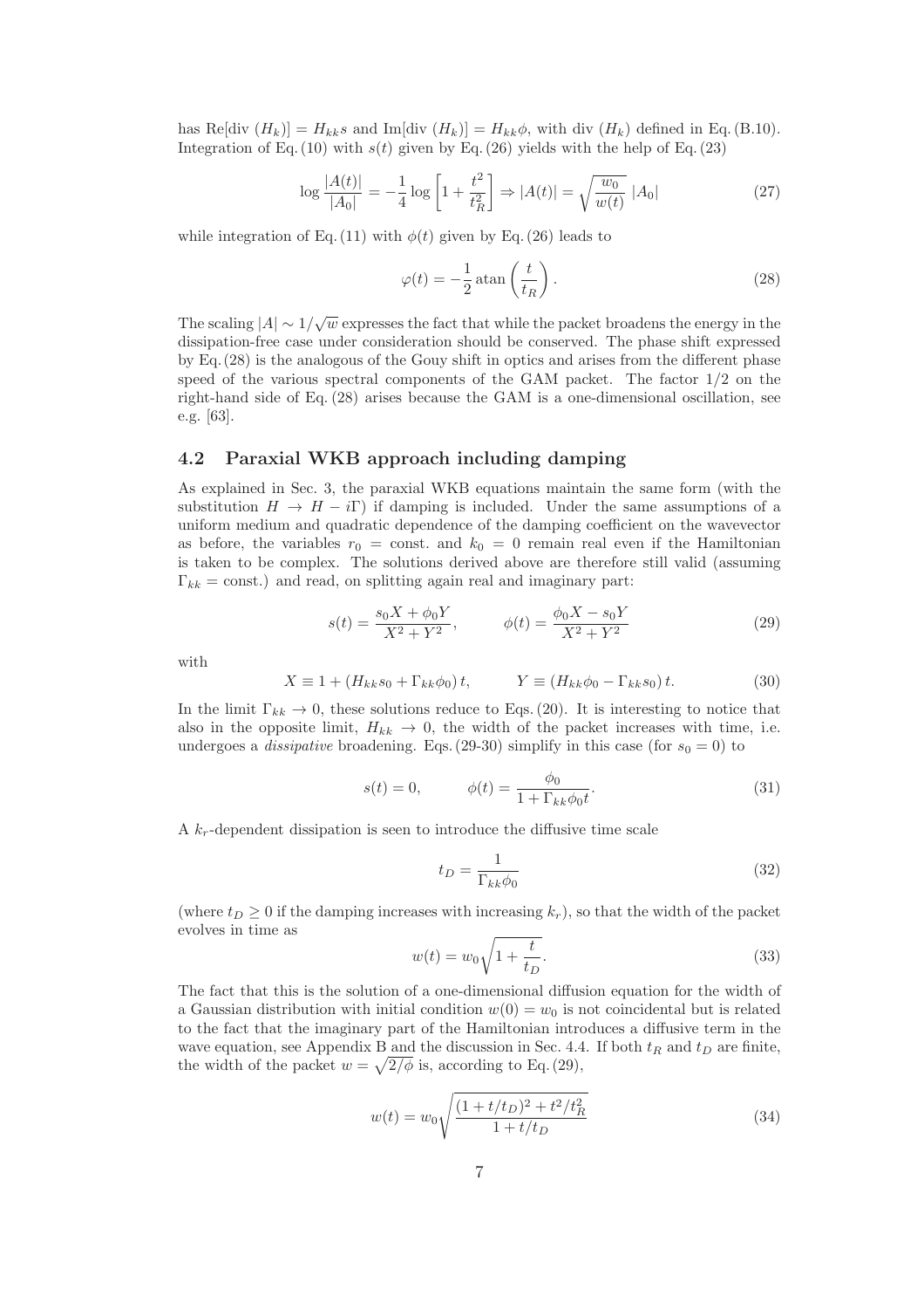has Re[div $(H_k)$] $= H_{kk}s$ and Im[div $(H_k)$] $= H_{kk}\phi$, with div $(H_k)$ defined in Eq. (B.10). Integration of Eq. (10) with $s(t)$ given by Eq. (26) yields with the help of Eq. (23)

$$\log \frac{|A(t)|}{|A_0|} = -\frac{1}{4}\log\left[1 + \frac{t^2}{t_R^2}\right] \Rightarrow |A(t)| = \sqrt{\frac{w_0}{w(t)}}\;|A_0| \tag{27}$$

while integration of Eq. (11) with $\phi(t)$ given by Eq. (26) leads to

$$\varphi(t) = -\frac{1}{2}\,\mathrm{atan}\left(\frac{t}{t_R}\right). \tag{28}$$

The scaling $|A| \sim 1/\sqrt{w}$ expresses the fact that while the packet broadens the energy in the dissipation-free case under consideration should be conserved. The phase shift expressed by Eq. (28) is the analogous of the Gouy shift in optics and arises from the different phase speed of the various spectral components of the GAM packet. The factor $1/2$ on the right-hand side of Eq. (28) arises because the GAM is a one-dimensional oscillation, see e.g. [63].

### 4.2 Paraxial WKB approach including damping

As explained in Sec. 3, the paraxial WKB equations maintain the same form (with the substitution $H \to H - i\Gamma$) if damping is included. Under the same assumptions of a uniform medium and quadratic dependence of the damping coefficient on the wavevector as before, the variables $r_0 =$ const. and $k_0 = 0$ remain real even if the Hamiltonian is taken to be complex. The solutions derived above are therefore still valid (assuming $\Gamma_{kk} =$ const.) and read, on splitting again real and imaginary part:

$$s(t) = \frac{s_0 X + \phi_0 Y}{X^2 + Y^2}, \qquad \phi(t) = \frac{\phi_0 X - s_0 Y}{X^2 + Y^2} \tag{29}$$

with

$$X \equiv 1 + (H_{kk}s_0 + \Gamma_{kk}\phi_0)\,t, \qquad Y \equiv (H_{kk}\phi_0 - \Gamma_{kk}s_0)\,t. \tag{30}$$

In the limit $\Gamma_{kk} \to 0$, these solutions reduce to Eqs. (20). It is interesting to notice that also in the opposite limit, $H_{kk} \to 0$, the width of the packet increases with time, i.e. undergoes a *dissipative* broadening. Eqs. (29-30) simplify in this case (for $s_0 = 0$) to

$$s(t) = 0, \qquad \phi(t) = \frac{\phi_0}{1 + \Gamma_{kk}\phi_0 t}. \tag{31}$$

A $k_r$-dependent dissipation is seen to introduce the diffusive time scale

$$t_D = \frac{1}{\Gamma_{kk}\phi_0} \tag{32}$$

(where $t_D \geq 0$ if the damping increases with increasing $k_r$), so that the width of the packet evolves in time as

$$w(t) = w_0\sqrt{1 + \frac{t}{t_D}}. \tag{33}$$

The fact that this is the solution of a one-dimensional diffusion equation for the width of a Gaussian distribution with initial condition $w(0) = w_0$ is not coincidental but is related to the fact that the imaginary part of the Hamiltonian introduces a diffusive term in the wave equation, see Appendix B and the discussion in Sec. 4.4. If both $t_R$ and $t_D$ are finite, the width of the packet $w = \sqrt{2/\phi}$ is, according to Eq. (29),

$$w(t) = w_0\sqrt{\frac{(1 + t/t_D)^2 + t^2/t_R^2}{1 + t/t_D}} \tag{34}$$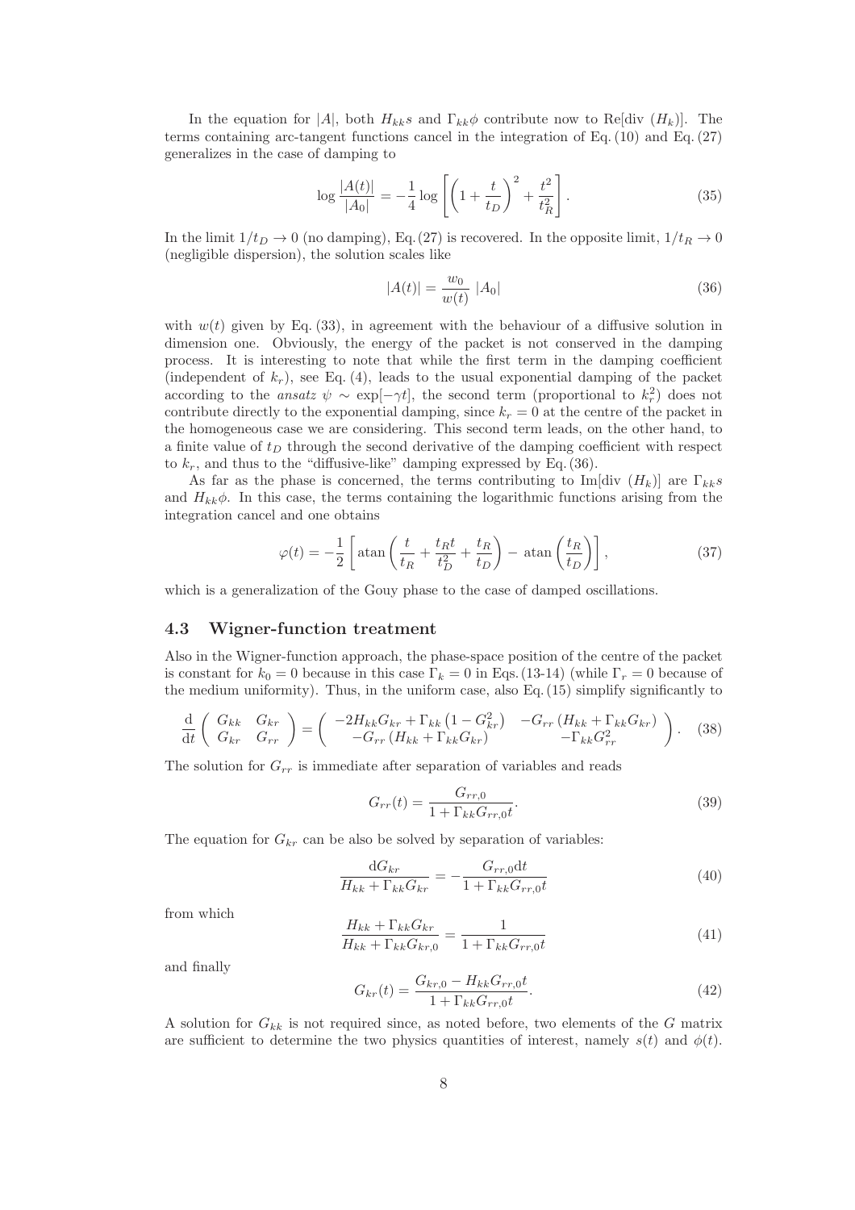In the equation for $|A|$, both $H_{kk}s$ and $\Gamma_{kk}\phi$ contribute now to Re[div $(H_k)$]. The terms containing arc-tangent functions cancel in the integration of Eq. (10) and Eq. (27) generalizes in the case of damping to

$$\log \frac{|A(t)|}{|A_0|} = -\frac{1}{4} \log \left[ \left(1 + \frac{t}{t_D}\right)^2 + \frac{t^2}{t_R^2} \right]. \tag{35}$$

In the limit $1/t_D \to 0$ (no damping), Eq. (27) is recovered. In the opposite limit, $1/t_R \to 0$ (negligible dispersion), the solution scales like

$$|A(t)| = \frac{w_0}{w(t)} \, |A_0| \tag{36}$$

with $w(t)$ given by Eq. (33), in agreement with the behaviour of a diffusive solution in dimension one. Obviously, the energy of the packet is not conserved in the damping process. It is interesting to note that while the first term in the damping coefficient (independent of $k_r$), see Eq. (4), leads to the usual exponential damping of the packet according to the *ansatz* $\psi \sim \exp[-\gamma t]$, the second term (proportional to $k_r^2$) does not contribute directly to the exponential damping, since $k_r = 0$ at the centre of the packet in the homogeneous case we are considering. This second term leads, on the other hand, to a finite value of $t_D$ through the second derivative of the damping coefficient with respect to $k_r$, and thus to the "diffusive-like" damping expressed by Eq. (36).

As far as the phase is concerned, the terms contributing to Im[div $(H_k)$] are $\Gamma_{kk}s$ and $H_{kk}\phi$. In this case, the terms containing the logarithmic functions arising from the integration cancel and one obtains

$$\varphi(t) = -\frac{1}{2} \left[ \operatorname{atan}\left( \frac{t}{t_R} + \frac{t_R t}{t_D^2} + \frac{t_R}{t_D} \right) - \operatorname{atan}\left( \frac{t_R}{t_D} \right) \right], \tag{37}$$

which is a generalization of the Gouy phase to the case of damped oscillations.

### 4.3 Wigner-function treatment

Also in the Wigner-function approach, the phase-space position of the centre of the packet is constant for $k_0 = 0$ because in this case $\Gamma_k = 0$ in Eqs. (13-14) (while $\Gamma_r = 0$ because of the medium uniformity). Thus, in the uniform case, also Eq. (15) simplify significantly to

$$\frac{\mathrm{d}}{\mathrm{d}t} \begin{pmatrix} G_{kk} & G_{kr} \\ G_{kr} & G_{rr} \end{pmatrix} = \begin{pmatrix} -2H_{kk}G_{kr} + \Gamma_{kk}\left(1 - G_{kr}^2\right) & -G_{rr}\left(H_{kk} + \Gamma_{kk}G_{kr}\right) \\ -G_{rr}\left(H_{kk} + \Gamma_{kk}G_{kr}\right) & -\Gamma_{kk}G_{rr}^2 \end{pmatrix}. \tag{38}$$

The solution for $G_{rr}$ is immediate after separation of variables and reads

$$G_{rr}(t) = \frac{G_{rr,0}}{1 + \Gamma_{kk}G_{rr,0}t}. \tag{39}$$

The equation for $G_{kr}$ can be also be solved by separation of variables:

$$\frac{\mathrm{d}G_{kr}}{H_{kk} + \Gamma_{kk}G_{kr}} = -\frac{G_{rr,0}\mathrm{d}t}{1 + \Gamma_{kk}G_{rr,0}t} \tag{40}$$

from which

$$\frac{H_{kk} + \Gamma_{kk}G_{kr}}{H_{kk} + \Gamma_{kk}G_{kr,0}} = \frac{1}{1 + \Gamma_{kk}G_{rr,0}t} \tag{41}$$

and finally

$$G_{kr}(t) = \frac{G_{kr,0} - H_{kk}G_{rr,0}t}{1 + \Gamma_{kk}G_{rr,0}t}. \tag{42}$$

A solution for $G_{kk}$ is not required since, as noted before, two elements of the $G$ matrix are sufficient to determine the two physics quantities of interest, namely $s(t)$ and $\phi(t)$.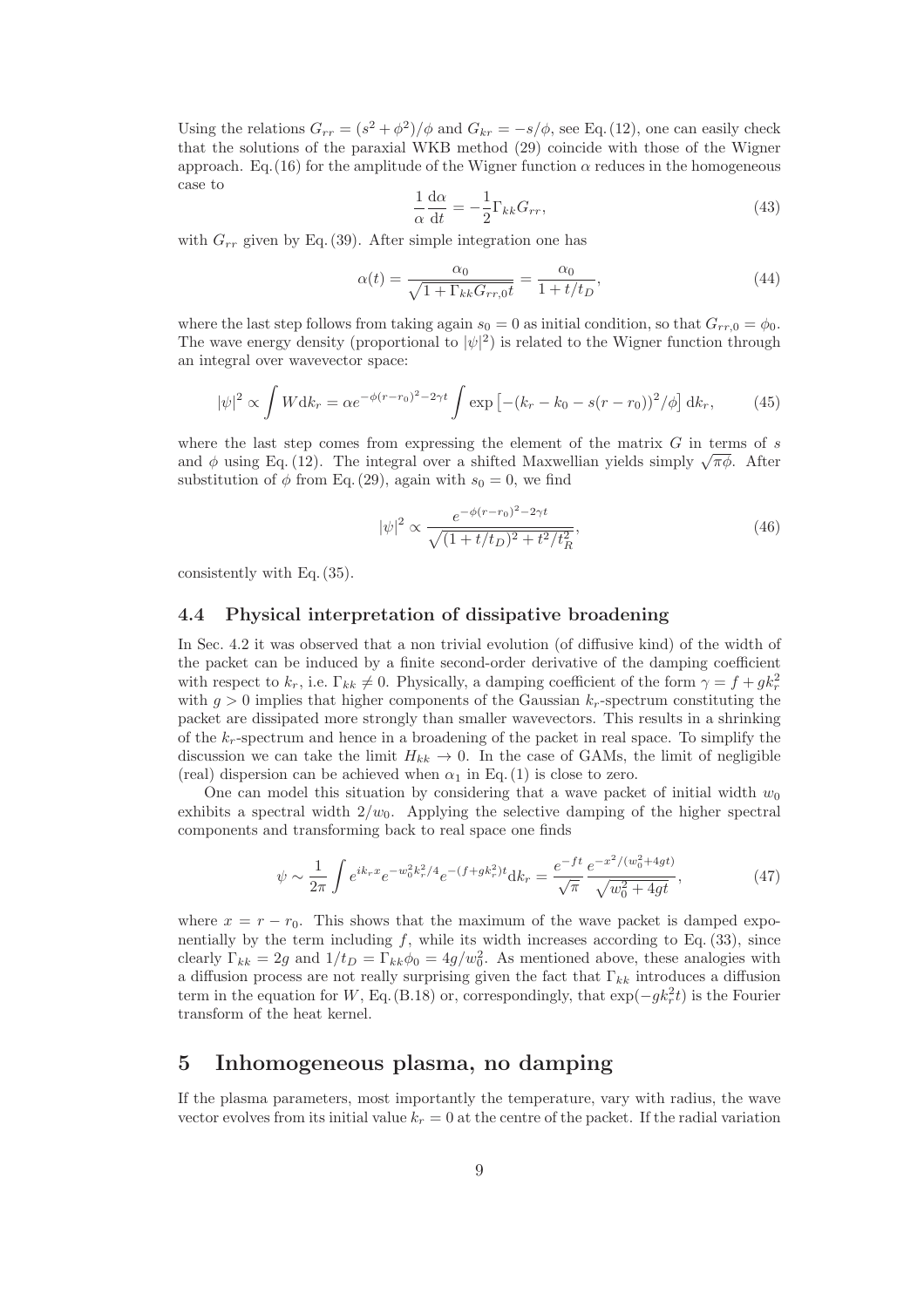Using the relations $G_{rr} = (s^2 + \phi^2)/\phi$ and $G_{kr} = -s/\phi$, see Eq. (12), one can easily check that the solutions of the paraxial WKB method (29) coincide with those of the Wigner approach. Eq. (16) for the amplitude of the Wigner function $\alpha$ reduces in the homogeneous case to

$$\frac{1}{\alpha}\frac{\mathrm{d}\alpha}{\mathrm{d}t} = -\frac{1}{2}\Gamma_{kk}G_{rr}, \tag{43}$$

with $G_{rr}$ given by Eq. (39). After simple integration one has

$$\alpha(t) = \frac{\alpha_0}{\sqrt{1 + \Gamma_{kk}G_{rr,0}t}} = \frac{\alpha_0}{1 + t/t_D}, \tag{44}$$

where the last step follows from taking again $s_0 = 0$ as initial condition, so that $G_{rr,0} = \phi_0$. The wave energy density (proportional to $|\psi|^2$) is related to the Wigner function through an integral over wavevector space:

$$|\psi|^2 \propto \int W \mathrm{d}k_r = \alpha e^{-\phi(r-r_0)^2 - 2\gamma t} \int \exp\left[-(k_r - k_0 - s(r - r_0))^2/\phi\right] \mathrm{d}k_r, \tag{45}$$

where the last step comes from expressing the element of the matrix $G$ in terms of $s$ and $\phi$ using Eq. (12). The integral over a shifted Maxwellian yields simply $\sqrt{\pi\phi}$. After substitution of $\phi$ from Eq. (29), again with $s_0 = 0$, we find

$$|\psi|^2 \propto \frac{e^{-\phi(r-r_0)^2 - 2\gamma t}}{\sqrt{(1 + t/t_D)^2 + t^2/t_R^2}}, \tag{46}$$

consistently with Eq. (35).

### 4.4 Physical interpretation of dissipative broadening

In Sec. 4.2 it was observed that a non trivial evolution (of diffusive kind) of the width of the packet can be induced by a finite second-order derivative of the damping coefficient with respect to $k_r$, i.e. $\Gamma_{kk} \neq 0$. Physically, a damping coefficient of the form $\gamma = f + gk_r^2$ with $g > 0$ implies that higher components of the Gaussian $k_r$-spectrum constituting the packet are dissipated more strongly than smaller wavevectors. This results in a shrinking of the $k_r$-spectrum and hence in a broadening of the packet in real space. To simplify the discussion we can take the limit $H_{kk} \to 0$. In the case of GAMs, the limit of negligible (real) dispersion can be achieved when $\alpha_1$ in Eq. (1) is close to zero.

One can model this situation by considering that a wave packet of initial width $w_0$ exhibits a spectral width $2/w_0$. Applying the selective damping of the higher spectral components and transforming back to real space one finds

$$\psi \sim \frac{1}{2\pi} \int e^{ik_r x} e^{-w_0^2 k_r^2/4} e^{-(f + gk_r^2)t} \mathrm{d}k_r = \frac{e^{-ft}}{\sqrt{\pi}} \frac{e^{-x^2/(w_0^2 + 4gt)}}{\sqrt{w_0^2 + 4gt}}, \tag{47}$$

where $x = r - r_0$. This shows that the maximum of the wave packet is damped exponentially by the term including $f$, while its width increases according to Eq. (33), since clearly $\Gamma_{kk} = 2g$ and $1/t_D = \Gamma_{kk}\phi_0 = 4g/w_0^2$. As mentioned above, these analogies with a diffusion process are not really surprising given the fact that $\Gamma_{kk}$ introduces a diffusion term in the equation for $W$, Eq. (B.18) or, correspondingly, that $\exp(-gk_r^2 t)$ is the Fourier transform of the heat kernel.

## 5 Inhomogeneous plasma, no damping

If the plasma parameters, most importantly the temperature, vary with radius, the wave vector evolves from its initial value $k_r = 0$ at the centre of the packet. If the radial variation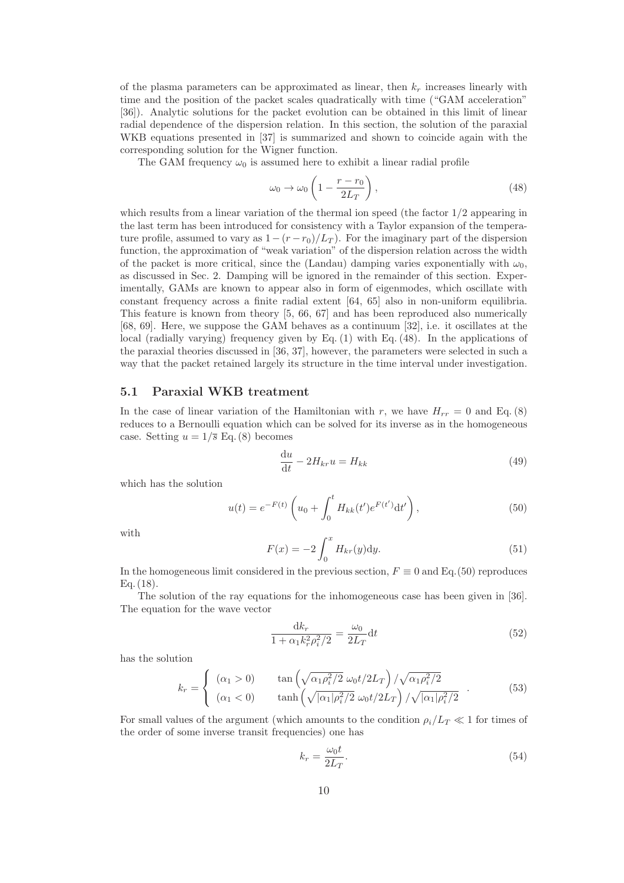of the plasma parameters can be approximated as linear, then $k_r$ increases linearly with time and the position of the packet scales quadratically with time ("GAM acceleration" [36]). Analytic solutions for the packet evolution can be obtained in this limit of linear radial dependence of the dispersion relation. In this section, the solution of the paraxial WKB equations presented in [37] is summarized and shown to coincide again with the corresponding solution for the Wigner function.

The GAM frequency $\omega_0$ is assumed here to exhibit a linear radial profile

$$\omega_0 \to \omega_0 \left(1 - \frac{r - r_0}{2L_T}\right), \tag{48}$$

which results from a linear variation of the thermal ion speed (the factor 1/2 appearing in the last term has been introduced for consistency with a Taylor expansion of the temperature profile, assumed to vary as $1 - (r - r_0)/L_T$). For the imaginary part of the dispersion function, the approximation of "weak variation" of the dispersion relation across the width of the packet is more critical, since the (Landau) damping varies exponentially with $\omega_0$, as discussed in Sec. 2. Damping will be ignored in the remainder of this section. Experimentally, GAMs are known to appear also in form of eigenmodes, which oscillate with constant frequency across a finite radial extent [64, 65] also in non-uniform equilibria. This feature is known from theory [5, 66, 67] and has been reproduced also numerically [68, 69]. Here, we suppose the GAM behaves as a continuum [32], i.e. it oscillates at the local (radially varying) frequency given by Eq. (1) with Eq. (48). In the applications of the paraxial theories discussed in [36, 37], however, the parameters were selected in such a way that the packet retained largely its structure in the time interval under investigation.

## 5.1 Paraxial WKB treatment

In the case of linear variation of the Hamiltonian with $r$, we have $H_{rr} = 0$ and Eq. (8) reduces to a Bernoulli equation which can be solved for its inverse as in the homogeneous case. Setting $u = 1/\overline{s}$ Eq. (8) becomes

$$\frac{\mathrm{d}u}{\mathrm{d}t} - 2H_{kr}u = H_{kk} \tag{49}$$

which has the solution

$$u(t) = e^{-F(t)} \left(u_0 + \int_0^t H_{kk}(t')e^{F(t')}\mathrm{d}t'\right), \tag{50}$$

with

$$F(x) = -2\int_0^x H_{kr}(y)\mathrm{d}y. \tag{51}$$

In the homogeneous limit considered in the previous section, $F \equiv 0$ and Eq. (50) reproduces Eq. (18).

The solution of the ray equations for the inhomogeneous case has been given in [36]. The equation for the wave vector

$$\frac{\mathrm{d}k_r}{1 + \alpha_1 k_r^2 \rho_i^2/2} = \frac{\omega_0}{2L_T}\mathrm{d}t \tag{52}$$

has the solution

$$k_r = \left\{ \begin{array}{ll} (\alpha_1 > 0) & \tan\left(\sqrt{\alpha_1\rho_i^2/2}\ \omega_0 t/2L_T\right)/\sqrt{\alpha_1\rho_i^2/2} \\ (\alpha_1 < 0) & \tanh\left(\sqrt{|\alpha_1|\rho_i^2/2}\ \omega_0 t/2L_T\right)/\sqrt{|\alpha_1|\rho_i^2/2} \end{array} \right. . \tag{53}$$

For small values of the argument (which amounts to the condition $\rho_i/L_T \ll 1$ for times of the order of some inverse transit frequencies) one has

$$k_r = \frac{\omega_0 t}{2L_T}. \tag{54}$$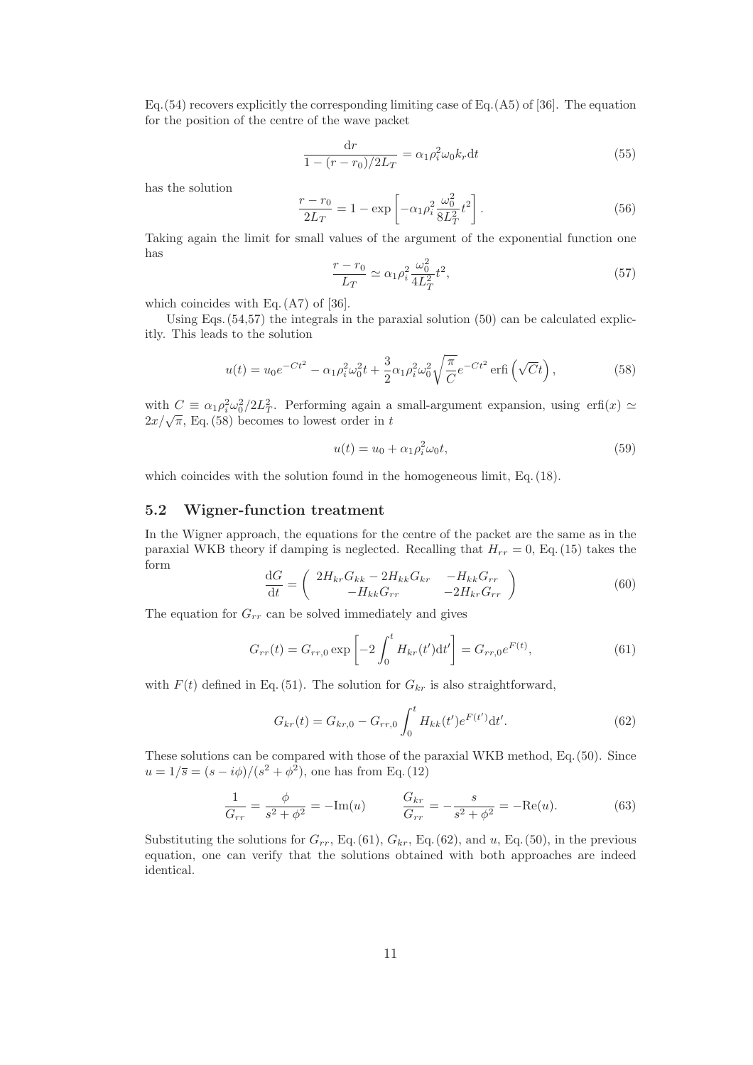Eq. (54) recovers explicitly the corresponding limiting case of Eq. (A5) of [36]. The equation for the position of the centre of the wave packet

$$\frac{\mathrm{d}r}{1-(r-r_0)/2L_T} = \alpha_1 \rho_i^2 \omega_0 k_r \mathrm{d}t \tag{55}$$

has the solution

$$\frac{r-r_0}{2L_T} = 1 - \exp\left[-\alpha_1 \rho_i^2 \frac{\omega_0^2}{8L_T^2} t^2\right]. \tag{56}$$

Taking again the limit for small values of the argument of the exponential function one has

$$\frac{r-r_0}{L_T} \simeq \alpha_1 \rho_i^2 \frac{\omega_0^2}{4L_T^2} t^2, \tag{57}$$

which coincides with Eq. (A7) of [36].

Using Eqs. (54,57) the integrals in the paraxial solution (50) can be calculated explicitly. This leads to the solution

$$u(t) = u_0 e^{-Ct^2} - \alpha_1 \rho_i^2 \omega_0^2 t + \frac{3}{2} \alpha_1 \rho_i^2 \omega_0^2 \sqrt{\frac{\pi}{C}} e^{-Ct^2} \operatorname{erfi}\left(\sqrt{C} t\right), \tag{58}$$

with $C \equiv \alpha_1 \rho_i^2 \omega_0^2 / 2L_T^2$. Performing again a small-argument expansion, using $\operatorname{erfi}(x) \simeq 2x/\sqrt{\pi}$, Eq. (58) becomes to lowest order in $t$

$$u(t) = u_0 + \alpha_1 \rho_i^2 \omega_0 t, \tag{59}$$

which coincides with the solution found in the homogeneous limit, Eq. (18).

### 5.2 Wigner-function treatment

In the Wigner approach, the equations for the centre of the packet are the same as in the paraxial WKB theory if damping is neglected. Recalling that $H_{rr} = 0$, Eq. (15) takes the form

$$\frac{\mathrm{d}G}{\mathrm{d}t} = \begin{pmatrix} 2H_{kr}G_{kk} - 2H_{kk}G_{kr} & -H_{kk}G_{rr} \\ -H_{kk}G_{rr} & -2H_{kr}G_{rr} \end{pmatrix} \tag{60}$$

The equation for $G_{rr}$ can be solved immediately and gives

$$G_{rr}(t) = G_{rr,0} \exp\left[-2\int_0^t H_{kr}(t')\mathrm{d}t'\right] = G_{rr,0} e^{F(t)}, \tag{61}$$

with $F(t)$ defined in Eq. (51). The solution for $G_{kr}$ is also straightforward,

$$G_{kr}(t) = G_{kr,0} - G_{rr,0} \int_0^t H_{kk}(t') e^{F(t')} \mathrm{d}t'. \tag{62}$$

These solutions can be compared with those of the paraxial WKB method, Eq. (50). Since $u = 1/\overline{s} = (s - i\phi)/(s^2 + \phi^2)$, one has from Eq. (12)

$$\frac{1}{G_{rr}} = \frac{\phi}{s^2+\phi^2} = -\mathrm{Im}(u) \qquad \frac{G_{kr}}{G_{rr}} = -\frac{s}{s^2+\phi^2} = -\mathrm{Re}(u). \tag{63}$$

Substituting the solutions for $G_{rr}$, Eq. (61), $G_{kr}$, Eq. (62), and $u$, Eq. (50), in the previous equation, one can verify that the solutions obtained with both approaches are indeed identical.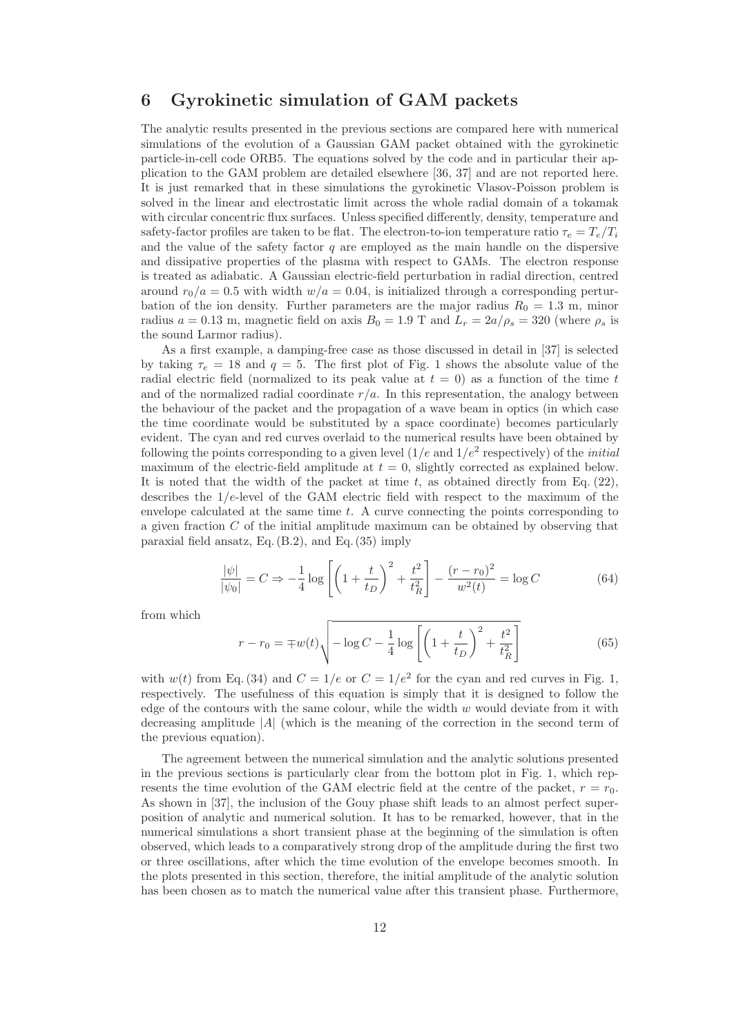# 6 Gyrokinetic simulation of GAM packets

The analytic results presented in the previous sections are compared here with numerical simulations of the evolution of a Gaussian GAM packet obtained with the gyrokinetic particle-in-cell code ORB5. The equations solved by the code and in particular their application to the GAM problem are detailed elsewhere [36, 37] and are not reported here. It is just remarked that in these simulations the gyrokinetic Vlasov-Poisson problem is solved in the linear and electrostatic limit across the whole radial domain of a tokamak with circular concentric flux surfaces. Unless specified differently, density, temperature and safety-factor profiles are taken to be flat. The electron-to-ion temperature ratio $\tau_e = T_e/T_i$ and the value of the safety factor $q$ are employed as the main handle on the dispersive and dissipative properties of the plasma with respect to GAMs. The electron response is treated as adiabatic. A Gaussian electric-field perturbation in radial direction, centred around $r_0/a = 0.5$ with width $w/a = 0.04$, is initialized through a corresponding perturbation of the ion density. Further parameters are the major radius $R_0 = 1.3$ m, minor radius $a = 0.13$ m, magnetic field on axis $B_0 = 1.9$ T and $L_r = 2a/\rho_s = 320$ (where $\rho_s$ is the sound Larmor radius).

As a first example, a damping-free case as those discussed in detail in [37] is selected by taking $\tau_e = 18$ and $q = 5$. The first plot of Fig. 1 shows the absolute value of the radial electric field (normalized to its peak value at $t = 0$) as a function of the time $t$ and of the normalized radial coordinate $r/a$. In this representation, the analogy between the behaviour of the packet and the propagation of a wave beam in optics (in which case the time coordinate would be substituted by a space coordinate) becomes particularly evident. The cyan and red curves overlaid to the numerical results have been obtained by following the points corresponding to a given level ($1/e$ and $1/e^2$ respectively) of the *initial* maximum of the electric-field amplitude at $t = 0$, slightly corrected as explained below. It is noted that the width of the packet at time $t$, as obtained directly from Eq. (22), describes the $1/e$-level of the GAM electric field with respect to the maximum of the envelope calculated at the same time $t$. A curve connecting the points corresponding to a given fraction $C$ of the initial amplitude maximum can be obtained by observing that paraxial field ansatz, Eq. (B.2), and Eq. (35) imply

$$\frac{|\psi|}{|\psi_0|} = C \Rightarrow -\frac{1}{4}\log\left[\left(1+\frac{t}{t_D}\right)^2 + \frac{t^2}{t_R^2}\right] - \frac{(r-r_0)^2}{w^2(t)} = \log C \tag{64}$$

from which

$$r - r_0 = \mp w(t)\sqrt{-\log C - \frac{1}{4}\log\left[\left(1+\frac{t}{t_D}\right)^2 + \frac{t^2}{t_R^2}\right]} \tag{65}$$

with $w(t)$ from Eq. (34) and $C = 1/e$ or $C = 1/e^2$ for the cyan and red curves in Fig. 1, respectively. The usefulness of this equation is simply that it is designed to follow the edge of the contours with the same colour, while the width $w$ would deviate from it with decreasing amplitude $|A|$ (which is the meaning of the correction in the second term of the previous equation).

The agreement between the numerical simulation and the analytic solutions presented in the previous sections is particularly clear from the bottom plot in Fig. 1, which represents the time evolution of the GAM electric field at the centre of the packet, $r = r_0$. As shown in [37], the inclusion of the Gouy phase shift leads to an almost perfect superposition of analytic and numerical solution. It has to be remarked, however, that in the numerical simulations a short transient phase at the beginning of the simulation is often observed, which leads to a comparatively strong drop of the amplitude during the first two or three oscillations, after which the time evolution of the envelope becomes smooth. In the plots presented in this section, therefore, the initial amplitude of the analytic solution has been chosen as to match the numerical value after this transient phase. Furthermore,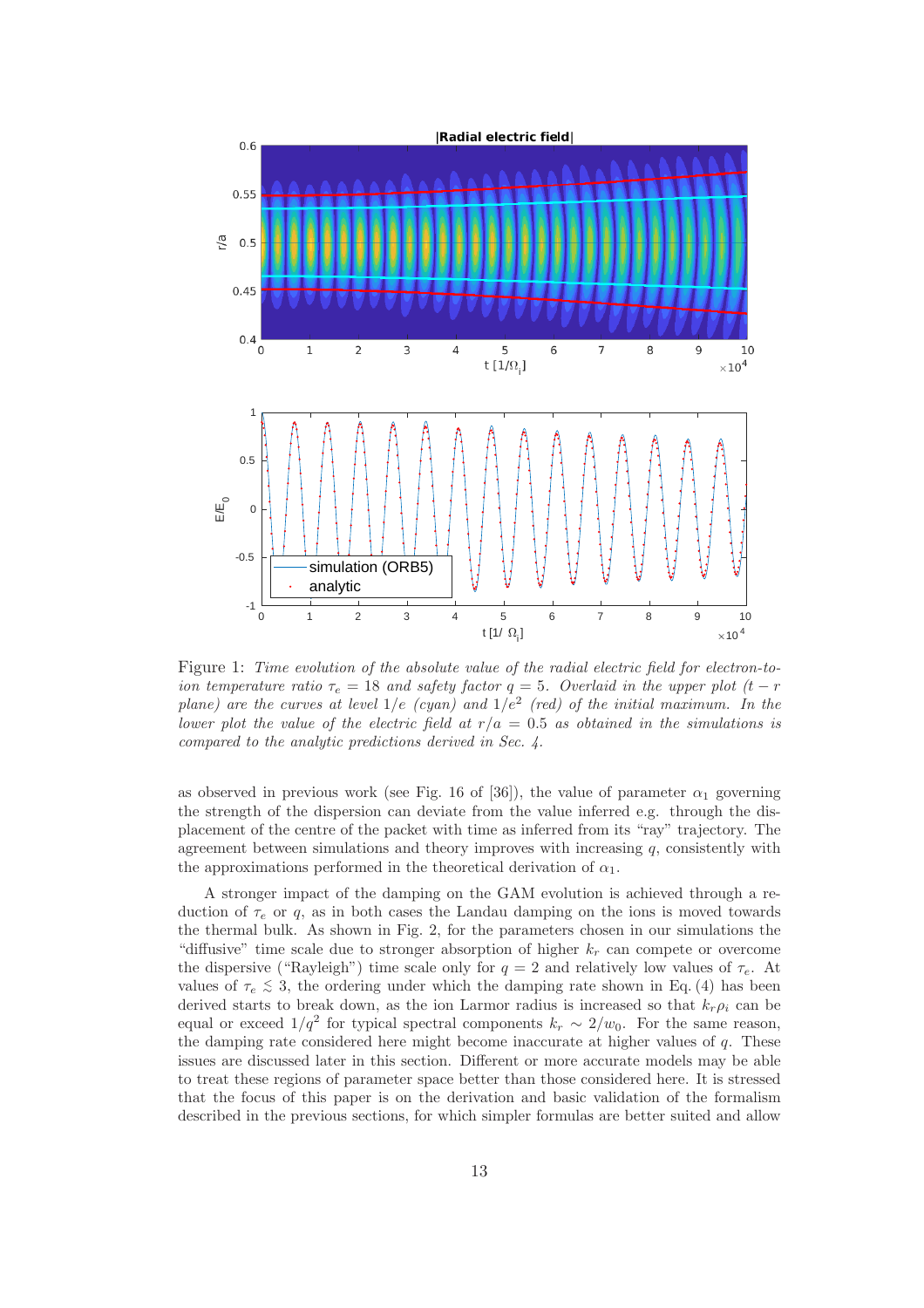|Radial electric field|

r/a

0.6
0.55
0.5
0.45
0.4

0 1 2 3 4 5 6 7 8 9 10

t [1/Ω_i]

×10^4

E/E_0

1
0.5
0
-0.5
-1

simulation (ORB5)
analytic

0 1 2 3 4 5 6 7 8 9 10

t [1/ Ω_i]

×10^4

Figure 1: *Time evolution of the absolute value of the radial electric field for electron-to-ion temperature ratio $\tau_e = 18$ and safety factor $q = 5$. Overlaid in the upper plot ($t - r$ plane) are the curves at level $1/e$ (cyan) and $1/e^2$ (red) of the initial maximum. In the lower plot the value of the electric field at $r/a = 0.5$ as obtained in the simulations is compared to the analytic predictions derived in Sec. 4.*

as observed in previous work (see Fig. 16 of [36]), the value of parameter $\alpha_1$ governing the strength of the dispersion can deviate from the value inferred e.g. through the displacement of the centre of the packet with time as inferred from its "ray" trajectory. The agreement between simulations and theory improves with increasing $q$, consistently with the approximations performed in the theoretical derivation of $\alpha_1$.

A stronger impact of the damping on the GAM evolution is achieved through a reduction of $\tau_e$ or $q$, as in both cases the Landau damping on the ions is moved towards the thermal bulk. As shown in Fig. 2, for the parameters chosen in our simulations the "diffusive" time scale due to stronger absorption of higher $k_r$ can compete or overcome the dispersive ("Rayleigh") time scale only for $q = 2$ and relatively low values of $\tau_e$. At values of $\tau_e \lesssim 3$, the ordering under which the damping rate shown in Eq. (4) has been derived starts to break down, as the ion Larmor radius is increased so that $k_r \rho_i$ can be equal or exceed $1/q^2$ for typical spectral components $k_r \sim 2/w_0$. For the same reason, the damping rate considered here might become inaccurate at higher values of $q$. These issues are discussed later in this section. Different or more accurate models may be able to treat these regions of parameter space better than those considered here. It is stressed that the focus of this paper is on the derivation and basic validation of the formalism described in the previous sections, for which simpler formulas are better suited and allow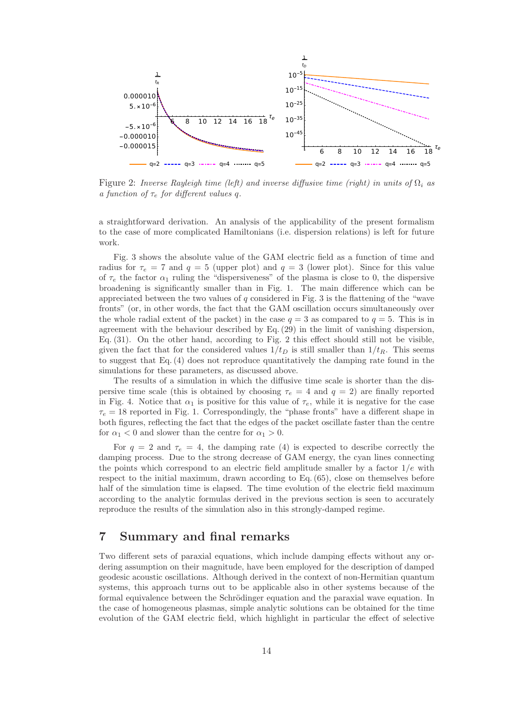$\frac{1}{t_R}$

0.000010

$5.\times10^{-6}$

$-5.\times10^{-6}$

−0.000010

−0.000015

6 8 10 12 14 16 18 $\tau_e$

q=2 q=3 q=4 q=5

$\frac{1}{t_D}$

$10^{-5}$

$10^{-15}$

$10^{-25}$

$10^{-35}$

$10^{-45}$

6 8 10 12 14 16 18 $\tau_e$

q=2 q=3 q=4 q=5

Figure 2: *Inverse Rayleigh time (left) and inverse diffusive time (right) in units of $\Omega_i$ as a function of $\tau_e$ for different values $q$.*

a straightforward derivation. An analysis of the applicability of the present formalism to the case of more complicated Hamiltonians (i.e. dispersion relations) is left for future work.

Fig. 3 shows the absolute value of the GAM electric field as a function of time and radius for $\tau_e = 7$ and $q = 5$ (upper plot) and $q = 3$ (lower plot). Since for this value of $\tau_e$ the factor $\alpha_1$ ruling the "dispersiveness" of the plasma is close to 0, the dispersive broadening is significantly smaller than in Fig. 1. The main difference which can be appreciated between the two values of $q$ considered in Fig. 3 is the flattening of the "wave fronts" (or, in other words, the fact that the GAM oscillation occurs simultaneously over the whole radial extent of the packet) in the case $q = 3$ as compared to $q = 5$. This is in agreement with the behaviour described by Eq. (29) in the limit of vanishing dispersion, Eq. (31). On the other hand, according to Fig. 2 this effect should still not be visible, given the fact that for the considered values $1/t_D$ is still smaller than $1/t_R$. This seems to suggest that Eq. (4) does not reproduce quantitatively the damping rate found in the simulations for these parameters, as discussed above.

The results of a simulation in which the diffusive time scale is shorter than the dispersive time scale (this is obtained by choosing $\tau_e = 4$ and $q = 2$) are finally reported in Fig. 4. Notice that $\alpha_1$ is positive for this value of $\tau_e$, while it is negative for the case $\tau_e = 18$ reported in Fig. 1. Correspondingly, the "phase fronts" have a different shape in both figures, reflecting the fact that the edges of the packet oscillate faster than the centre for $\alpha_1 < 0$ and slower than the centre for $\alpha_1 > 0$.

For $q = 2$ and $\tau_e = 4$, the damping rate (4) is expected to describe correctly the damping process. Due to the strong decrease of GAM energy, the cyan lines connecting the points which correspond to an electric field amplitude smaller by a factor $1/e$ with respect to the initial maximum, drawn according to Eq. (65), close on themselves before half of the simulation time is elapsed. The time evolution of the electric field maximum according to the analytic formulas derived in the previous section is seen to accurately reproduce the results of the simulation also in this strongly-damped regime.

# 7 Summary and final remarks

Two different sets of paraxial equations, which include damping effects without any ordering assumption on their magnitude, have been employed for the description of damped geodesic acoustic oscillations. Although derived in the context of non-Hermitian quantum systems, this approach turns out to be applicable also in other systems because of the formal equivalence between the Schrödinger equation and the paraxial wave equation. In the case of homogeneous plasmas, simple analytic solutions can be obtained for the time evolution of the GAM electric field, which highlight in particular the effect of selective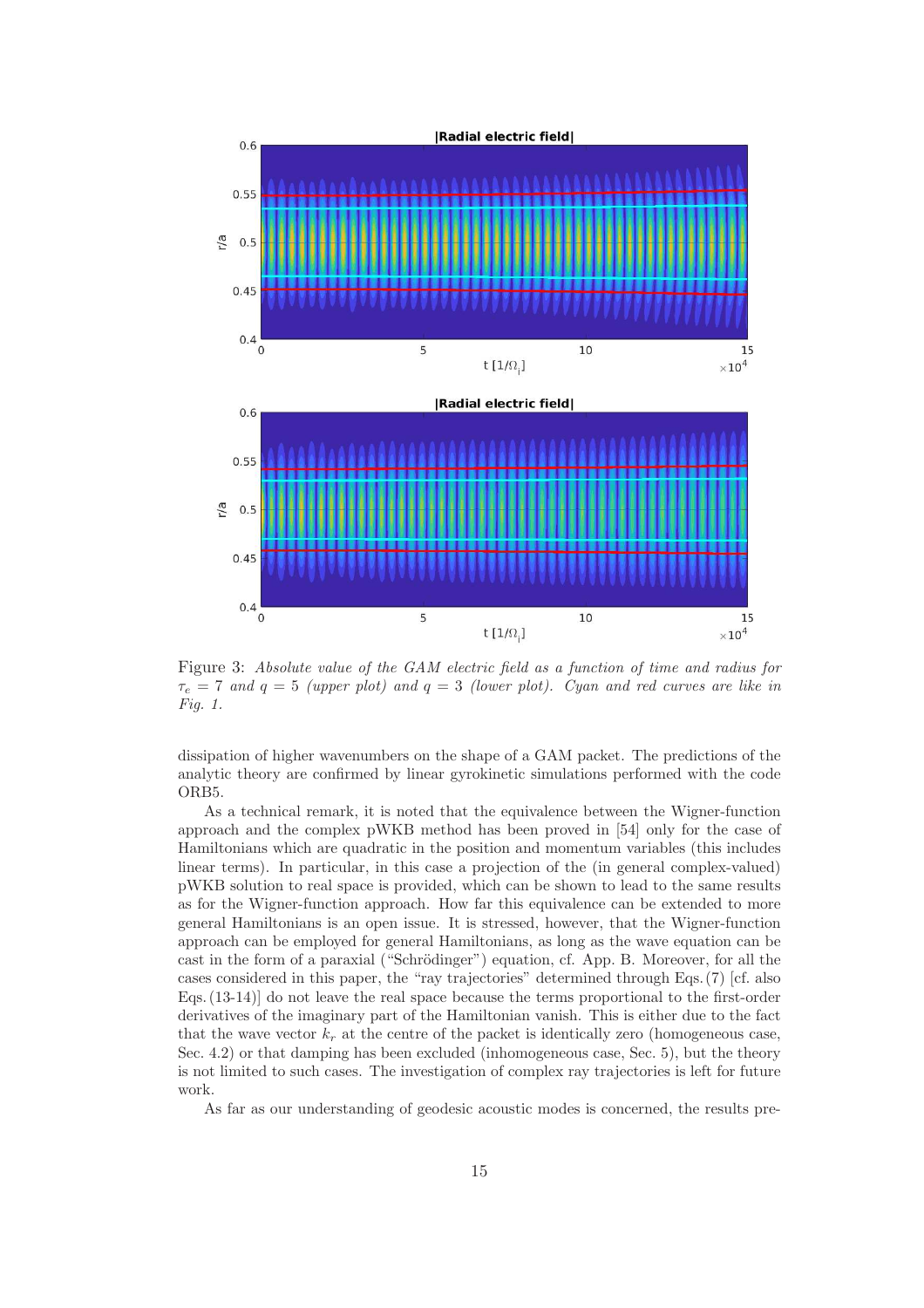Figure 3: *Absolute value of the GAM electric field as a function of time and radius for $\tau_e = 7$ and $q = 5$ (upper plot) and $q = 3$ (lower plot). Cyan and red curves are like in Fig. 1.*

dissipation of higher wavenumbers on the shape of a GAM packet. The predictions of the analytic theory are confirmed by linear gyrokinetic simulations performed with the code ORB5.

As a technical remark, it is noted that the equivalence between the Wigner-function approach and the complex pWKB method has been proved in [54] only for the case of Hamiltonians which are quadratic in the position and momentum variables (this includes linear terms). In particular, in this case a projection of the (in general complex-valued) pWKB solution to real space is provided, which can be shown to lead to the same results as for the Wigner-function approach. How far this equivalence can be extended to more general Hamiltonians is an open issue. It is stressed, however, that the Wigner-function approach can be employed for general Hamiltonians, as long as the wave equation can be cast in the form of a paraxial ("Schrödinger") equation, cf. App. B. Moreover, for all the cases considered in this paper, the "ray trajectories" determined through Eqs. (7) [cf. also Eqs. (13-14)] do not leave the real space because the terms proportional to the first-order derivatives of the imaginary part of the Hamiltonian vanish. This is either due to the fact that the wave vector $k_r$ at the centre of the packet is identically zero (homogeneous case, Sec. 4.2) or that damping has been excluded (inhomogeneous case, Sec. 5), but the theory is not limited to such cases. The investigation of complex ray trajectories is left for future work.

As far as our understanding of geodesic acoustic modes is concerned, the results pre-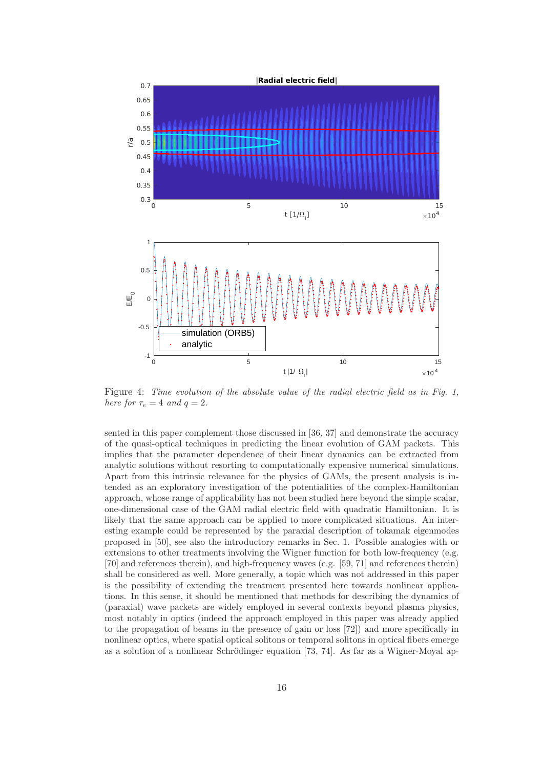|Radial electric field|

0.7
0.65
0.6
0.55
0.5
0.45
0.4
0.35
0.3

r/a

0
5
10
15

t [1/Ω_i]

×10^4

1
0.5
0
-0.5
-1

E/E_0

simulation (ORB5)
analytic

0
5
10
15

t [1/ Ω_i]

×10^4

Figure 4: *Time evolution of the absolute value of the radial electric field as in Fig. 1, here for* $\tau_e = 4$ *and* $q = 2$.

sented in this paper complement those discussed in [36, 37] and demonstrate the accuracy of the quasi-optical techniques in predicting the linear evolution of GAM packets. This implies that the parameter dependence of their linear dynamics can be extracted from analytic solutions without resorting to computationally expensive numerical simulations. Apart from this intrinsic relevance for the physics of GAMs, the present analysis is intended as an exploratory investigation of the potentialities of the complex-Hamiltonian approach, whose range of applicability has not been studied here beyond the simple scalar, one-dimensional case of the GAM radial electric field with quadratic Hamiltonian. It is likely that the same approach can be applied to more complicated situations. An interesting example could be represented by the paraxial description of tokamak eigenmodes proposed in [50], see also the introductory remarks in Sec. 1. Possible analogies with or extensions to other treatments involving the Wigner function for both low-frequency (e.g. [70] and references therein), and high-frequency waves (e.g. [59, 71] and references therein) shall be considered as well. More generally, a topic which was not addressed in this paper is the possibility of extending the treatment presented here towards nonlinear applications. In this sense, it should be mentioned that methods for describing the dynamics of (paraxial) wave packets are widely employed in several contexts beyond plasma physics, most notably in optics (indeed the approach employed in this paper was already applied to the propagation of beams in the presence of gain or loss [72]) and more specifically in nonlinear optics, where spatial optical solitons or temporal solitons in optical fibers emerge as a solution of a nonlinear Schrödinger equation [73, 74]. As far as a Wigner-Moyal ap-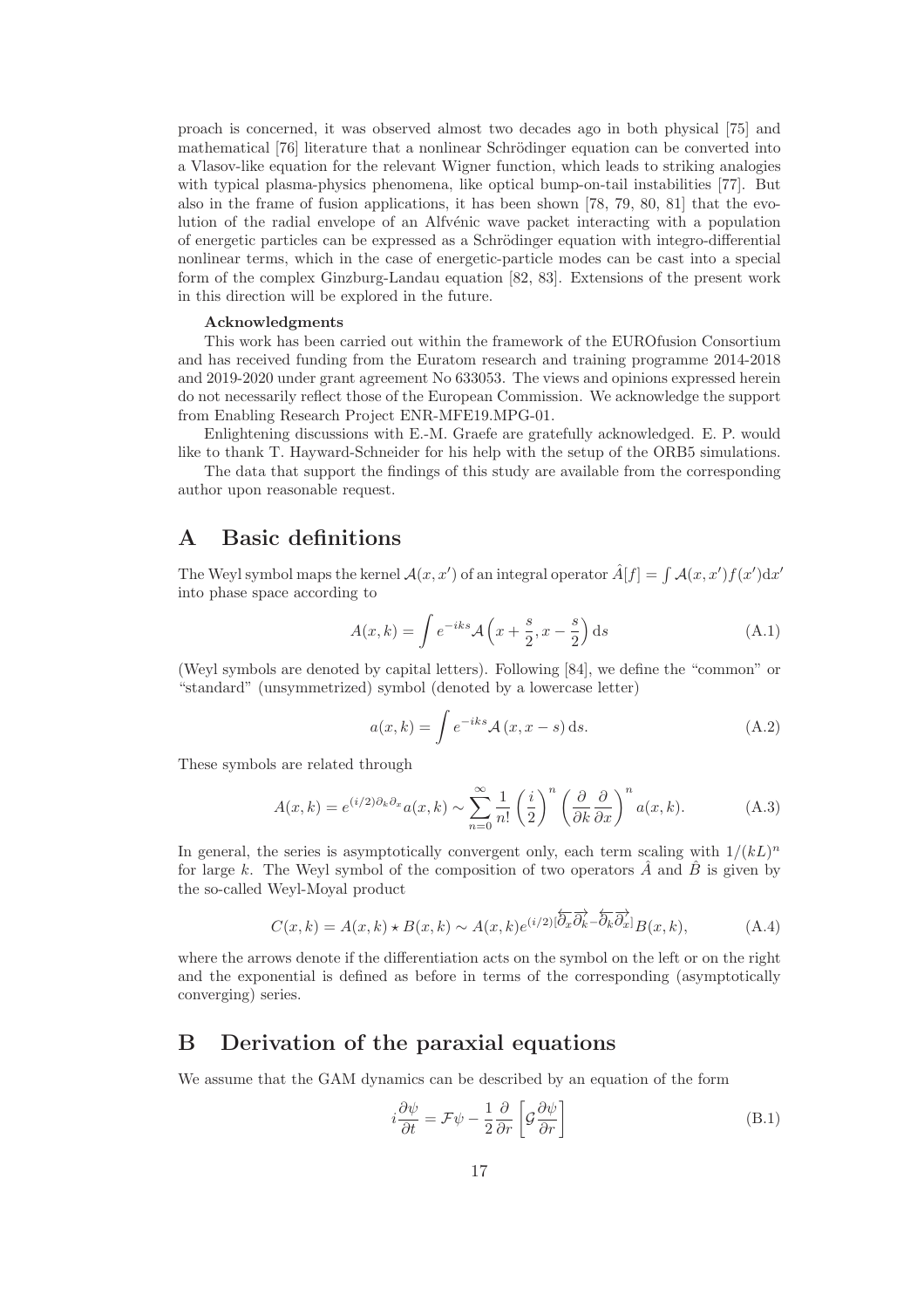proach is concerned, it was observed almost two decades ago in both physical [75] and mathematical [76] literature that a nonlinear Schrödinger equation can be converted into a Vlasov-like equation for the relevant Wigner function, which leads to striking analogies with typical plasma-physics phenomena, like optical bump-on-tail instabilities [77]. But also in the frame of fusion applications, it has been shown [78, 79, 80, 81] that the evolution of the radial envelope of an Alfvénic wave packet interacting with a population of energetic particles can be expressed as a Schrödinger equation with integro-differential nonlinear terms, which in the case of energetic-particle modes can be cast into a special form of the complex Ginzburg-Landau equation [82, 83]. Extensions of the present work in this direction will be explored in the future.

**Acknowledgments**

This work has been carried out within the framework of the EUROfusion Consortium and has received funding from the Euratom research and training programme 2014-2018 and 2019-2020 under grant agreement No 633053. The views and opinions expressed herein do not necessarily reflect those of the European Commission. We acknowledge the support from Enabling Research Project ENR-MFE19.MPG-01.

Enlightening discussions with E.-M. Graefe are gratefully acknowledged. E. P. would like to thank T. Hayward-Schneider for his help with the setup of the ORB5 simulations.

The data that support the findings of this study are available from the corresponding author upon reasonable request.

# A Basic definitions

The Weyl symbol maps the kernel $\mathcal{A}(x,x')$ of an integral operator $\hat{A}[f] = \int \mathcal{A}(x,x')f(x')\mathrm{d}x'$ into phase space according to

$$A(x,k) = \int e^{-iks}\mathcal{A}\left(x+\frac{s}{2}, x-\frac{s}{2}\right)\mathrm{d}s \tag{A.1}$$

(Weyl symbols are denoted by capital letters). Following [84], we define the "common" or "standard" (unsymmetrized) symbol (denoted by a lowercase letter)

$$a(x,k) = \int e^{-iks}\mathcal{A}\left(x, x-s\right)\mathrm{d}s. \tag{A.2}$$

These symbols are related through

$$A(x,k) = e^{(i/2)\partial_k\partial_x}a(x,k) \sim \sum_{n=0}^{\infty}\frac{1}{n!}\left(\frac{i}{2}\right)^n\left(\frac{\partial}{\partial k}\frac{\partial}{\partial x}\right)^n a(x,k). \tag{A.3}$$

In general, the series is asymptotically convergent only, each term scaling with $1/(kL)^n$ for large $k$. The Weyl symbol of the composition of two operators $\hat{A}$ and $\hat{B}$ is given by the so-called Weyl-Moyal product

$$C(x,k) = A(x,k)\star B(x,k) \sim A(x,k)e^{(i/2)[\overleftarrow{\partial_x}\overrightarrow{\partial_k}-\overleftarrow{\partial_k}\overrightarrow{\partial_x}]}B(x,k), \tag{A.4}$$

where the arrows denote if the differentiation acts on the symbol on the left or on the right and the exponential is defined as before in terms of the corresponding (asymptotically converging) series.

# B Derivation of the paraxial equations

We assume that the GAM dynamics can be described by an equation of the form

$$i\frac{\partial\psi}{\partial t} = \mathcal{F}\psi - \frac{1}{2}\frac{\partial}{\partial r}\left[\mathcal{G}\frac{\partial\psi}{\partial r}\right] \tag{B.1}$$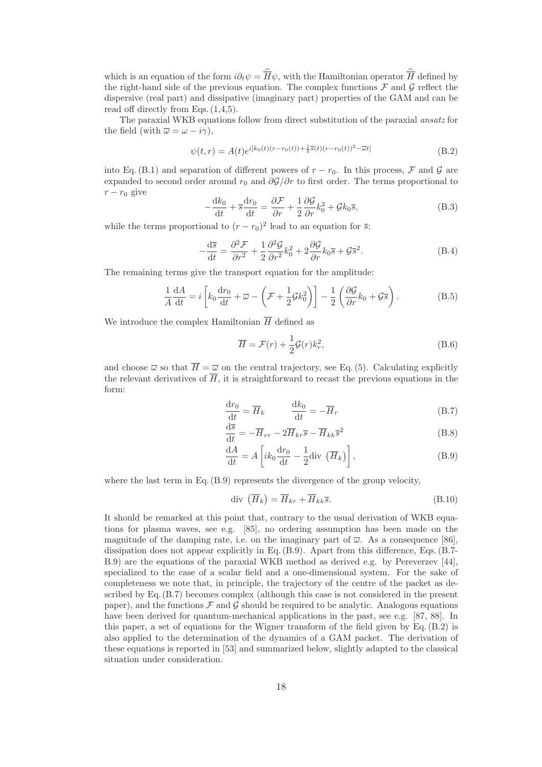which is an equation of the form $i\partial_t \psi = \widehat{\overline{H}}\psi$, with the Hamiltonian operator $\widehat{\overline{H}}$ defined by the right-hand side of the previous equation. The complex functions $\mathcal{F}$ and $\mathcal{G}$ reflect the dispersive (real part) and dissipative (imaginary part) properties of the GAM and can be read off directly from Eqs. (1,4,5).

The paraxial WKB equations follow from direct substitution of the paraxial *ansatz* for the field (with $\varpi = \omega - i\gamma$),

$$\psi(t,r) = A(t) e^{i[k_0(t)(r-r_0(t)) + \frac{1}{2}\overline{s}(t)(r-r_0(t))^2 - \varpi t]} \tag{B.2}$$

into Eq. (B.1) and separation of different powers of $r - r_0$. In this process, $\mathcal{F}$ and $\mathcal{G}$ are expanded to second order around $r_0$ and $\partial\mathcal{G}/\partial r$ to first order. The terms proportional to $r - r_0$ give

$$-\frac{\mathrm{d}k_0}{\mathrm{d}t} + \overline{s}\frac{\mathrm{d}r_0}{\mathrm{d}t} = \frac{\partial \mathcal{F}}{\partial r} + \frac{1}{2}\frac{\partial \mathcal{G}}{\partial r}k_0^2 + \mathcal{G}k_0\overline{s}, \tag{B.3}$$

while the terms proportional to $(r - r_0)^2$ lead to an equation for $\overline{s}$:

$$-\frac{\mathrm{d}\overline{s}}{\mathrm{d}t} = \frac{\partial^2 \mathcal{F}}{\partial r^2} + \frac{1}{2}\frac{\partial^2 \mathcal{G}}{\partial r^2}k_0^2 + 2\frac{\partial \mathcal{G}}{\partial r}k_0\overline{s} + \mathcal{G}\overline{s}^2. \tag{B.4}$$

The remaining terms give the transport equation for the amplitude:

$$\frac{1}{A}\frac{\mathrm{d}A}{\mathrm{d}t} = i\left[k_0\frac{\mathrm{d}r_0}{\mathrm{d}t} + \varpi - \left(\mathcal{F} + \frac{1}{2}\mathcal{G}k_0^2\right)\right] - \frac{1}{2}\left(\frac{\partial \mathcal{G}}{\partial r}k_0 + \mathcal{G}\overline{s}\right). \tag{B.5}$$

We introduce the complex Hamiltonian $\overline{H}$ defined as

$$\overline{H} = \mathcal{F}(r) + \frac{1}{2}\mathcal{G}(r)k_r^2, \tag{B.6}$$

and choose $\varpi$ so that $\overline{H} = \varpi$ on the central trajectory, see Eq. (5). Calculating explicitly the relevant derivatives of $\overline{H}$, it is straightforward to recast the previous equations in the form:

$$\frac{\mathrm{d}r_0}{\mathrm{d}t} = \overline{H}_k \qquad \frac{\mathrm{d}k_0}{\mathrm{d}t} = -\overline{H}_r \tag{B.7}$$

$$\frac{\mathrm{d}\overline{s}}{\mathrm{d}t} = -\overline{H}_{rr} - 2\overline{H}_{kr}\overline{s} - \overline{H}_{kk}\overline{s}^2 \tag{B.8}$$

$$\frac{\mathrm{d}A}{\mathrm{d}t} = A\left[ik_0\frac{\mathrm{d}r_0}{\mathrm{d}t} - \frac{1}{2}\mathrm{div}\,\left(\overline{H}_k\right)\right], \tag{B.9}$$

where the last term in Eq. (B.9) represents the divergence of the group velocity,

$$\mathrm{div}\,\left(\overline{H}_k\right) = \overline{H}_{kr} + \overline{H}_{kk}\overline{s}. \tag{B.10}$$

It should be remarked at this point that, contrary to the usual derivation of WKB equations for plasma waves, see e.g. [85], no ordering assumption has been made on the magnitude of the damping rate, i.e. on the imaginary part of $\varpi$. As a consequence [86], dissipation does not appear explicitly in Eq. (B.9). Apart from this difference, Eqs. (B.7-B.9) are the equations of the paraxial WKB method as derived e.g. by Pereverzev [44], specialized to the case of a scalar field and a one-dimensional system. For the sake of completeness we note that, in principle, the trajectory of the centre of the packet as described by Eq. (B.7) becomes complex (although this case is not considered in the present paper), and the functions $\mathcal{F}$ and $\mathcal{G}$ should be required to be analytic. Analogous equations have been derived for quantum-mechanical applications in the past, see e.g. [87, 88]. In this paper, a set of equations for the Wigner transform of the field given by Eq. (B.2) is also applied to the determination of the dynamics of a GAM packet. The derivation of these equations is reported in [53] and summarized below, slightly adapted to the classical situation under consideration.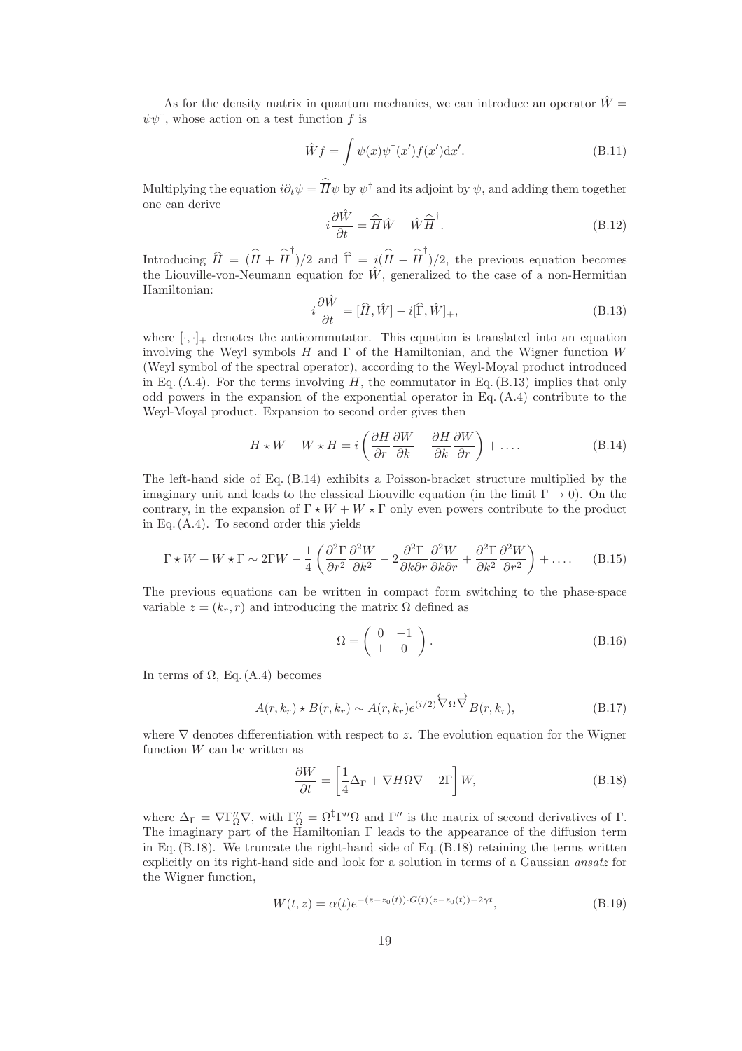As for the density matrix in quantum mechanics, we can introduce an operator $\hat{W} = \psi\psi^\dagger$, whose action on a test function $f$ is

$$\hat{W} f = \int \psi(x)\psi^\dagger(x') f(x') \mathrm{d}x'. \tag{B.11}$$

Multiplying the equation $i\partial_t \psi = \widehat{\overline{H}}\psi$ by $\psi^\dagger$ and its adjoint by $\psi$, and adding them together one can derive

$$i\frac{\partial \hat{W}}{\partial t} = \widehat{\overline{H}}\hat{W} - \hat{W}\widehat{\overline{H}}^\dagger. \tag{B.12}$$

Introducing $\widehat{H} = (\widehat{\overline{H}} + \widehat{\overline{H}}^\dagger)/2$ and $\widehat{\Gamma} = i(\widehat{\overline{H}} - \widehat{\overline{H}}^\dagger)/2$, the previous equation becomes the Liouville-von-Neumann equation for $\hat{W}$, generalized to the case of a non-Hermitian Hamiltonian:

$$i\frac{\partial \hat{W}}{\partial t} = [\widehat{H}, \hat{W}] - i[\widehat{\Gamma}, \hat{W}]_+, \tag{B.13}$$

where $[\cdot,\cdot]_+$ denotes the anticommutator. This equation is translated into an equation involving the Weyl symbols $H$ and $\Gamma$ of the Hamiltonian, and the Wigner function $W$ (Weyl symbol of the spectral operator), according to the Weyl-Moyal product introduced in Eq. (A.4). For the terms involving $H$, the commutator in Eq. (B.13) implies that only odd powers in the expansion of the exponential operator in Eq. (A.4) contribute to the Weyl-Moyal product. Expansion to second order gives then

$$H \star W - W \star H = i\left(\frac{\partial H}{\partial r}\frac{\partial W}{\partial k} - \frac{\partial H}{\partial k}\frac{\partial W}{\partial r}\right) + \ldots. \tag{B.14}$$

The left-hand side of Eq. (B.14) exhibits a Poisson-bracket structure multiplied by the imaginary unit and leads to the classical Liouville equation (in the limit $\Gamma \to 0$). On the contrary, in the expansion of $\Gamma \star W + W \star \Gamma$ only even powers contribute to the product in Eq. (A.4). To second order this yields

$$\Gamma \star W + W \star \Gamma \sim 2\Gamma W - \frac{1}{4}\left(\frac{\partial^2 \Gamma}{\partial r^2}\frac{\partial^2 W}{\partial k^2} - 2\frac{\partial^2 \Gamma}{\partial k \partial r}\frac{\partial^2 W}{\partial k \partial r} + \frac{\partial^2 \Gamma}{\partial k^2}\frac{\partial^2 W}{\partial r^2}\right) + \ldots. \tag{B.15}$$

The previous equations can be written in compact form switching to the phase-space variable $z = (k_r, r)$ and introducing the matrix $\Omega$ defined as

$$\Omega = \begin{pmatrix} 0 & -1 \\ 1 & 0 \end{pmatrix}. \tag{B.16}$$

In terms of $\Omega$, Eq. (A.4) becomes

$$A(r, k_r) \star B(r, k_r) \sim A(r, k_r) e^{(i/2)\overleftarrow{\nabla}\Omega\overrightarrow{\nabla}} B(r, k_r), \tag{B.17}$$

where $\nabla$ denotes differentiation with respect to $z$. The evolution equation for the Wigner function $W$ can be written as

$$\frac{\partial W}{\partial t} = \left[\frac{1}{4}\Delta_\Gamma + \nabla H \Omega \nabla - 2\Gamma\right] W, \tag{B.18}$$

where $\Delta_\Gamma = \nabla \Gamma''_\Omega \nabla$, with $\Gamma''_\Omega = \Omega^\dagger \Gamma'' \Omega$ and $\Gamma''$ is the matrix of second derivatives of $\Gamma$. The imaginary part of the Hamiltonian $\Gamma$ leads to the appearance of the diffusion term in Eq. (B.18). We truncate the right-hand side of Eq. (B.18) retaining the terms written explicitly on its right-hand side and look for a solution in terms of a Gaussian *ansatz* for the Wigner function,

$$W(t, z) = \alpha(t) e^{-(z - z_0(t))\cdot G(t)(z - z_0(t)) - 2\gamma t}, \tag{B.19}$$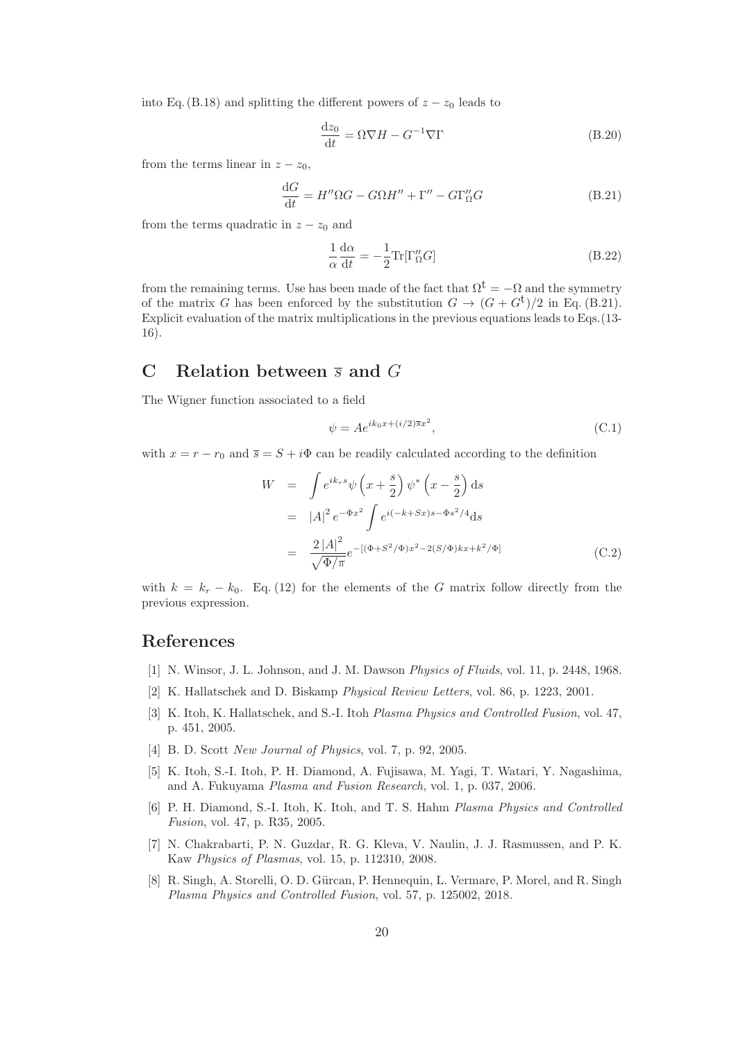into Eq. (B.18) and splitting the different powers of $z - z_0$ leads to

$$\frac{\mathrm{d}z_0}{\mathrm{d}t} = \Omega \nabla H - G^{-1} \nabla \Gamma \tag{B.20}$$

from the terms linear in $z - z_0$,

$$\frac{\mathrm{d}G}{\mathrm{d}t} = H'' \Omega G - G \Omega H'' + \Gamma'' - G \Gamma''_{\Omega} G \tag{B.21}$$

from the terms quadratic in $z - z_0$ and

$$\frac{1}{\alpha} \frac{\mathrm{d}\alpha}{\mathrm{d}t} = -\frac{1}{2} \mathrm{Tr}[\Gamma''_{\Omega} G] \tag{B.22}$$

from the remaining terms. Use has been made of the fact that $\Omega^{\mathrm{t}} = -\Omega$ and the symmetry of the matrix $G$ has been enforced by the substitution $G \to (G + G^{\mathrm{t}})/2$ in Eq. (B.21). Explicit evaluation of the matrix multiplications in the previous equations leads to Eqs. (13-16).

# C Relation between $\overline{s}$ and $G$

The Wigner function associated to a field

$$\psi = A e^{ik_0 x + (i/2)\overline{s} x^2}, \tag{C.1}$$

with $x = r - r_0$ and $\overline{s} = S + i\Phi$ can be readily calculated according to the definition

$$\begin{aligned}
W &= \int e^{ik_r s} \psi\left(x + \frac{s}{2}\right) \psi^*\left(x - \frac{s}{2}\right) \mathrm{d}s \\
&= |A|^2 e^{-\Phi x^2} \int e^{i(-k + Sx)s - \Phi s^2/4} \mathrm{d}s \\
&= \frac{2|A|^2}{\sqrt{\Phi/\pi}} e^{-[(\Phi + S^2/\Phi)x^2 - 2(S/\Phi)kx + k^2/\Phi]}
\end{aligned} \tag{C.2}$$

with $k = k_r - k_0$. Eq. (12) for the elements of the $G$ matrix follow directly from the previous expression.

# References

[1] N. Winsor, J. L. Johnson, and J. M. Dawson *Physics of Fluids*, vol. 11, p. 2448, 1968.

[2] K. Hallatschek and D. Biskamp *Physical Review Letters*, vol. 86, p. 1223, 2001.

[3] K. Itoh, K. Hallatschek, and S.-I. Itoh *Plasma Physics and Controlled Fusion*, vol. 47, p. 451, 2005.

[4] B. D. Scott *New Journal of Physics*, vol. 7, p. 92, 2005.

[5] K. Itoh, S.-I. Itoh, P. H. Diamond, A. Fujisawa, M. Yagi, T. Watari, Y. Nagashima, and A. Fukuyama *Plasma and Fusion Research*, vol. 1, p. 037, 2006.

[6] P. H. Diamond, S.-I. Itoh, K. Itoh, and T. S. Hahm *Plasma Physics and Controlled Fusion*, vol. 47, p. R35, 2005.

[7] N. Chakrabarti, P. N. Guzdar, R. G. Kleva, V. Naulin, J. J. Rasmussen, and P. K. Kaw *Physics of Plasmas*, vol. 15, p. 112310, 2008.

[8] R. Singh, A. Storelli, O. D. Gürcan, P. Hennequin, L. Vermare, P. Morel, and R. Singh *Plasma Physics and Controlled Fusion*, vol. 57, p. 125002, 2018.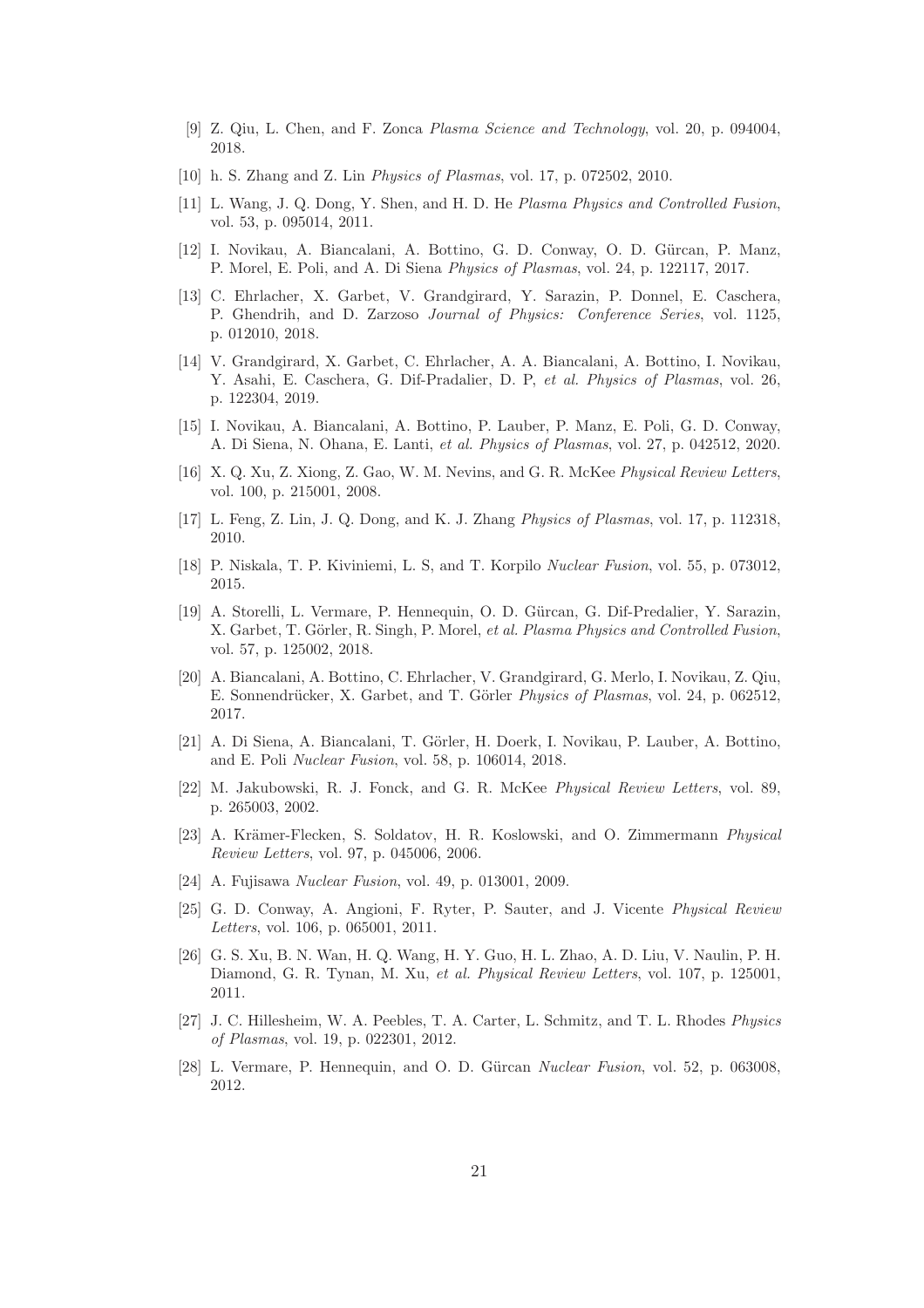[9] Z. Qiu, L. Chen, and F. Zonca *Plasma Science and Technology*, vol. 20, p. 094004, 2018.

[10] h. S. Zhang and Z. Lin *Physics of Plasmas*, vol. 17, p. 072502, 2010.

[11] L. Wang, J. Q. Dong, Y. Shen, and H. D. He *Plasma Physics and Controlled Fusion*, vol. 53, p. 095014, 2011.

[12] I. Novikau, A. Biancalani, A. Bottino, G. D. Conway, O. D. Gürcan, P. Manz, P. Morel, E. Poli, and A. Di Siena *Physics of Plasmas*, vol. 24, p. 122117, 2017.

[13] C. Ehrlacher, X. Garbet, V. Grandgirard, Y. Sarazin, P. Donnel, E. Caschera, P. Ghendrih, and D. Zarzoso *Journal of Physics: Conference Series*, vol. 1125, p. 012010, 2018.

[14] V. Grandgirard, X. Garbet, C. Ehrlacher, A. A. Biancalani, A. Bottino, I. Novikau, Y. Asahi, E. Caschera, G. Dif-Pradalier, D. P, *et al. Physics of Plasmas*, vol. 26, p. 122304, 2019.

[15] I. Novikau, A. Biancalani, A. Bottino, P. Lauber, P. Manz, E. Poli, G. D. Conway, A. Di Siena, N. Ohana, E. Lanti, *et al. Physics of Plasmas*, vol. 27, p. 042512, 2020.

[16] X. Q. Xu, Z. Xiong, Z. Gao, W. M. Nevins, and G. R. McKee *Physical Review Letters*, vol. 100, p. 215001, 2008.

[17] L. Feng, Z. Lin, J. Q. Dong, and K. J. Zhang *Physics of Plasmas*, vol. 17, p. 112318, 2010.

[18] P. Niskala, T. P. Kiviniemi, L. S, and T. Korpilo *Nuclear Fusion*, vol. 55, p. 073012, 2015.

[19] A. Storelli, L. Vermare, P. Hennequin, O. D. Gürcan, G. Dif-Predalier, Y. Sarazin, X. Garbet, T. Görler, R. Singh, P. Morel, *et al. Plasma Physics and Controlled Fusion*, vol. 57, p. 125002, 2018.

[20] A. Biancalani, A. Bottino, C. Ehrlacher, V. Grandgirard, G. Merlo, I. Novikau, Z. Qiu, E. Sonnendrücker, X. Garbet, and T. Görler *Physics of Plasmas*, vol. 24, p. 062512, 2017.

[21] A. Di Siena, A. Biancalani, T. Görler, H. Doerk, I. Novikau, P. Lauber, A. Bottino, and E. Poli *Nuclear Fusion*, vol. 58, p. 106014, 2018.

[22] M. Jakubowski, R. J. Fonck, and G. R. McKee *Physical Review Letters*, vol. 89, p. 265003, 2002.

[23] A. Krämer-Flecken, S. Soldatov, H. R. Koslowski, and O. Zimmermann *Physical Review Letters*, vol. 97, p. 045006, 2006.

[24] A. Fujisawa *Nuclear Fusion*, vol. 49, p. 013001, 2009.

[25] G. D. Conway, A. Angioni, F. Ryter, P. Sauter, and J. Vicente *Physical Review Letters*, vol. 106, p. 065001, 2011.

[26] G. S. Xu, B. N. Wan, H. Q. Wang, H. Y. Guo, H. L. Zhao, A. D. Liu, V. Naulin, P. H. Diamond, G. R. Tynan, M. Xu, *et al. Physical Review Letters*, vol. 107, p. 125001, 2011.

[27] J. C. Hillesheim, W. A. Peebles, T. A. Carter, L. Schmitz, and T. L. Rhodes *Physics of Plasmas*, vol. 19, p. 022301, 2012.

[28] L. Vermare, P. Hennequin, and O. D. Gürcan *Nuclear Fusion*, vol. 52, p. 063008, 2012.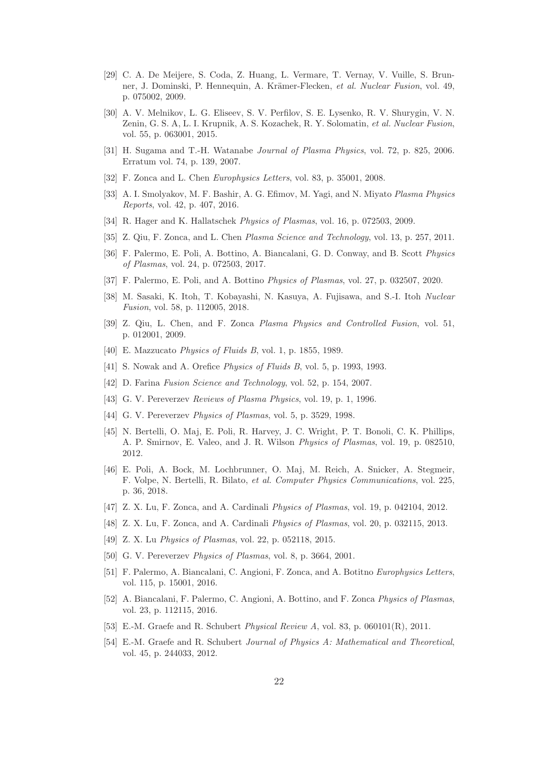[29] C. A. De Meijere, S. Coda, Z. Huang, L. Vermare, T. Vernay, V. Vuille, S. Brunner, J. Dominski, P. Hennequin, A. Krämer-Flecken, *et al. Nuclear Fusion*, vol. 49, p. 075002, 2009.

[30] A. V. Melnikov, L. G. Eliseev, S. V. Perfilov, S. E. Lysenko, R. V. Shurygin, V. N. Zenin, G. S. A, L. I. Krupnik, A. S. Kozachek, R. Y. Solomatin, *et al. Nuclear Fusion*, vol. 55, p. 063001, 2015.

[31] H. Sugama and T.-H. Watanabe *Journal of Plasma Physics*, vol. 72, p. 825, 2006. Erratum vol. 74, p. 139, 2007.

[32] F. Zonca and L. Chen *Europhysics Letters*, vol. 83, p. 35001, 2008.

[33] A. I. Smolyakov, M. F. Bashir, A. G. Efimov, M. Yagi, and N. Miyato *Plasma Physics Reports*, vol. 42, p. 407, 2016.

[34] R. Hager and K. Hallatschek *Physics of Plasmas*, vol. 16, p. 072503, 2009.

[35] Z. Qiu, F. Zonca, and L. Chen *Plasma Science and Technology*, vol. 13, p. 257, 2011.

[36] F. Palermo, E. Poli, A. Bottino, A. Biancalani, G. D. Conway, and B. Scott *Physics of Plasmas*, vol. 24, p. 072503, 2017.

[37] F. Palermo, E. Poli, and A. Bottino *Physics of Plasmas*, vol. 27, p. 032507, 2020.

[38] M. Sasaki, K. Itoh, T. Kobayashi, N. Kasuya, A. Fujisawa, and S.-I. Itoh *Nuclear Fusion*, vol. 58, p. 112005, 2018.

[39] Z. Qiu, L. Chen, and F. Zonca *Plasma Physics and Controlled Fusion*, vol. 51, p. 012001, 2009.

[40] E. Mazzucato *Physics of Fluids B*, vol. 1, p. 1855, 1989.

[41] S. Nowak and A. Orefice *Physics of Fluids B*, vol. 5, p. 1993, 1993.

[42] D. Farina *Fusion Science and Technology*, vol. 52, p. 154, 2007.

[43] G. V. Pereverzev *Reviews of Plasma Physics*, vol. 19, p. 1, 1996.

[44] G. V. Pereverzev *Physics of Plasmas*, vol. 5, p. 3529, 1998.

[45] N. Bertelli, O. Maj, E. Poli, R. Harvey, J. C. Wright, P. T. Bonoli, C. K. Phillips, A. P. Smirnov, E. Valeo, and J. R. Wilson *Physics of Plasmas*, vol. 19, p. 082510, 2012.

[46] E. Poli, A. Bock, M. Lochbrunner, O. Maj, M. Reich, A. Snicker, A. Stegmeir, F. Volpe, N. Bertelli, R. Bilato, *et al. Computer Physics Communications*, vol. 225, p. 36, 2018.

[47] Z. X. Lu, F. Zonca, and A. Cardinali *Physics of Plasmas*, vol. 19, p. 042104, 2012.

[48] Z. X. Lu, F. Zonca, and A. Cardinali *Physics of Plasmas*, vol. 20, p. 032115, 2013.

[49] Z. X. Lu *Physics of Plasmas*, vol. 22, p. 052118, 2015.

[50] G. V. Pereverzev *Physics of Plasmas*, vol. 8, p. 3664, 2001.

[51] F. Palermo, A. Biancalani, C. Angioni, F. Zonca, and A. Botitno *Europhysics Letters*, vol. 115, p. 15001, 2016.

[52] A. Biancalani, F. Palermo, C. Angioni, A. Bottino, and F. Zonca *Physics of Plasmas*, vol. 23, p. 112115, 2016.

[53] E.-M. Graefe and R. Schubert *Physical Review A*, vol. 83, p. 060101(R), 2011.

[54] E.-M. Graefe and R. Schubert *Journal of Physics A: Mathematical and Theoretical*, vol. 45, p. 244033, 2012.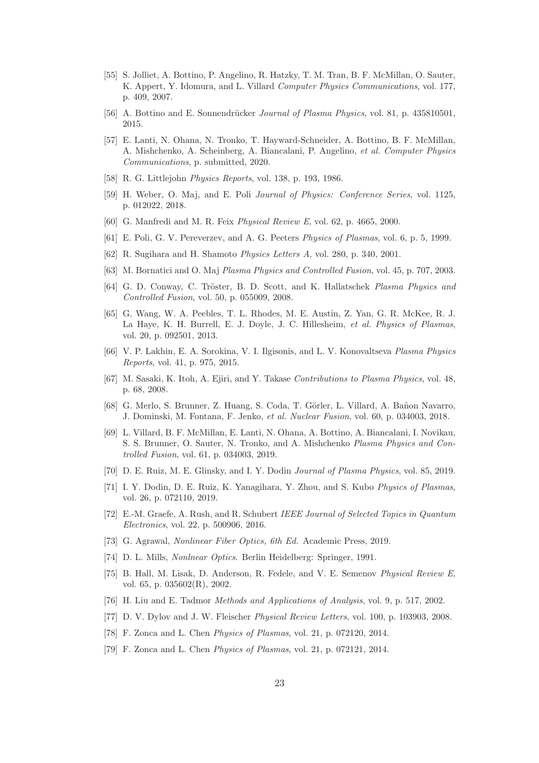[55] S. Jolliet, A. Bottino, P. Angelino, R. Hatzky, T. M. Tran, B. F. McMillan, O. Sauter, K. Appert, Y. Idomura, and L. Villard *Computer Physics Communications*, vol. 177, p. 409, 2007.

[56] A. Bottino and E. Sonnendrücker *Journal of Plasma Physics*, vol. 81, p. 435810501, 2015.

[57] E. Lanti, N. Ohana, N. Tronko, T. Hayward-Schneider, A. Bottino, B. F. McMillan, A. Mishchenko, A. Scheinberg, A. Biancalani, P. Angelino, *et al. Computer Physics Communications*, p. submitted, 2020.

[58] R. G. Littlejohn *Physics Reports*, vol. 138, p. 193, 1986.

[59] H. Weber, O. Maj, and E. Poli *Journal of Physics: Conference Series*, vol. 1125, p. 012022, 2018.

[60] G. Manfredi and M. R. Feix *Physical Review E*, vol. 62, p. 4665, 2000.

[61] E. Poli, G. V. Pereverzev, and A. G. Peeters *Physics of Plasmas*, vol. 6, p. 5, 1999.

[62] R. Sugihara and H. Shamoto *Physics Letters A*, vol. 280, p. 340, 2001.

[63] M. Bornatici and O. Maj *Plasma Physics and Controlled Fusion*, vol. 45, p. 707, 2003.

[64] G. D. Conway, C. Tröster, B. D. Scott, and K. Hallatschek *Plasma Physics and Controlled Fusion*, vol. 50, p. 055009, 2008.

[65] G. Wang, W. A. Peebles, T. L. Rhodes, M. E. Austin, Z. Yan, G. R. McKee, R. J. La Haye, K. H. Burrell, E. J. Doyle, J. C. Hillesheim, *et al. Physics of Plasmas*, vol. 20, p. 092501, 2013.

[66] V. P. Lakhin, E. A. Sorokina, V. I. Ilgisonis, and L. V. Konovaltseva *Plasma Physics Reports*, vol. 41, p. 975, 2015.

[67] M. Sasaki, K. Itoh, A. Ejiri, and Y. Takase *Contributions to Plasma Physics*, vol. 48, p. 68, 2008.

[68] G. Merlo, S. Brunner, Z. Huang, S. Coda, T. Görler, L. Villard, A. Bañon Navarro, J. Dominski, M. Fontana, F. Jenko, *et al. Nuclear Fusion*, vol. 60, p. 034003, 2018.

[69] L. Villard, B. F. McMillan, E. Lanti, N. Ohana, A. Bottino, A. Biancalani, I. Novikau, S. S. Brunner, O. Sauter, N. Tronko, and A. Mishchenko *Plasma Physics and Controlled Fusion*, vol. 61, p. 034003, 2019.

[70] D. E. Ruiz, M. E. Glinsky, and I. Y. Dodin *Journal of Plasma Physics*, vol. 85, 2019.

[71] I. Y. Dodin, D. E. Ruiz, K. Yanagihara, Y. Zhou, and S. Kubo *Physics of Plasmas*, vol. 26, p. 072110, 2019.

[72] E.-M. Graefe, A. Rush, and R. Schubert *IEEE Journal of Selected Topics in Quantum Electronics*, vol. 22, p. 500906, 2016.

[73] G. Agrawal, *Nonlinear Fiber Optics, 6th Ed.* Academic Press, 2019.

[74] D. L. Mills, *Nonlnear Optics*. Berlin Heidelberg: Springer, 1991.

[75] B. Hall, M. Lisak, D. Anderson, R. Fedele, and V. E. Semenov *Physical Review E*, vol. 65, p. 035602(R), 2002.

[76] H. Liu and E. Tadmor *Methods and Applications of Analysis*, vol. 9, p. 517, 2002.

[77] D. V. Dylov and J. W. Fleischer *Physical Review Letters*, vol. 100, p. 103903, 2008.

[78] F. Zonca and L. Chen *Physics of Plasmas*, vol. 21, p. 072120, 2014.

[79] F. Zonca and L. Chen *Physics of Plasmas*, vol. 21, p. 072121, 2014.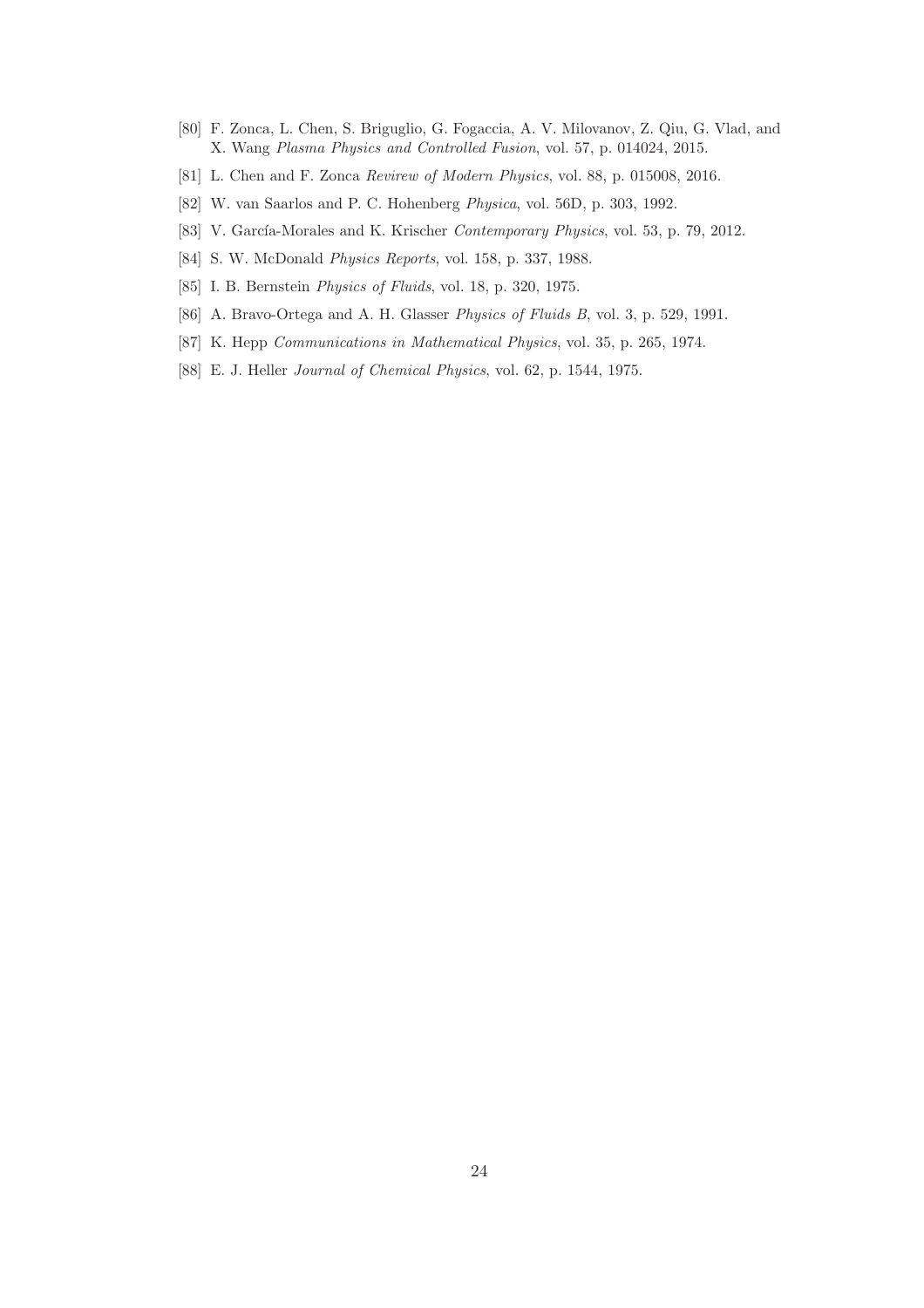[80] F. Zonca, L. Chen, S. Briguglio, G. Fogaccia, A. V. Milovanov, Z. Qiu, G. Vlad, and X. Wang *Plasma Physics and Controlled Fusion*, vol. 57, p. 014024, 2015.

[81] L. Chen and F. Zonca *Revirew of Modern Physics*, vol. 88, p. 015008, 2016.

[82] W. van Saarlos and P. C. Hohenberg *Physica*, vol. 56D, p. 303, 1992.

[83] V. García-Morales and K. Krischer *Contemporary Physics*, vol. 53, p. 79, 2012.

[84] S. W. McDonald *Physics Reports*, vol. 158, p. 337, 1988.

[85] I. B. Bernstein *Physics of Fluids*, vol. 18, p. 320, 1975.

[86] A. Bravo-Ortega and A. H. Glasser *Physics of Fluids B*, vol. 3, p. 529, 1991.

[87] K. Hepp *Communications in Mathematical Physics*, vol. 35, p. 265, 1974.

[88] E. J. Heller *Journal of Chemical Physics*, vol. 62, p. 1544, 1975.